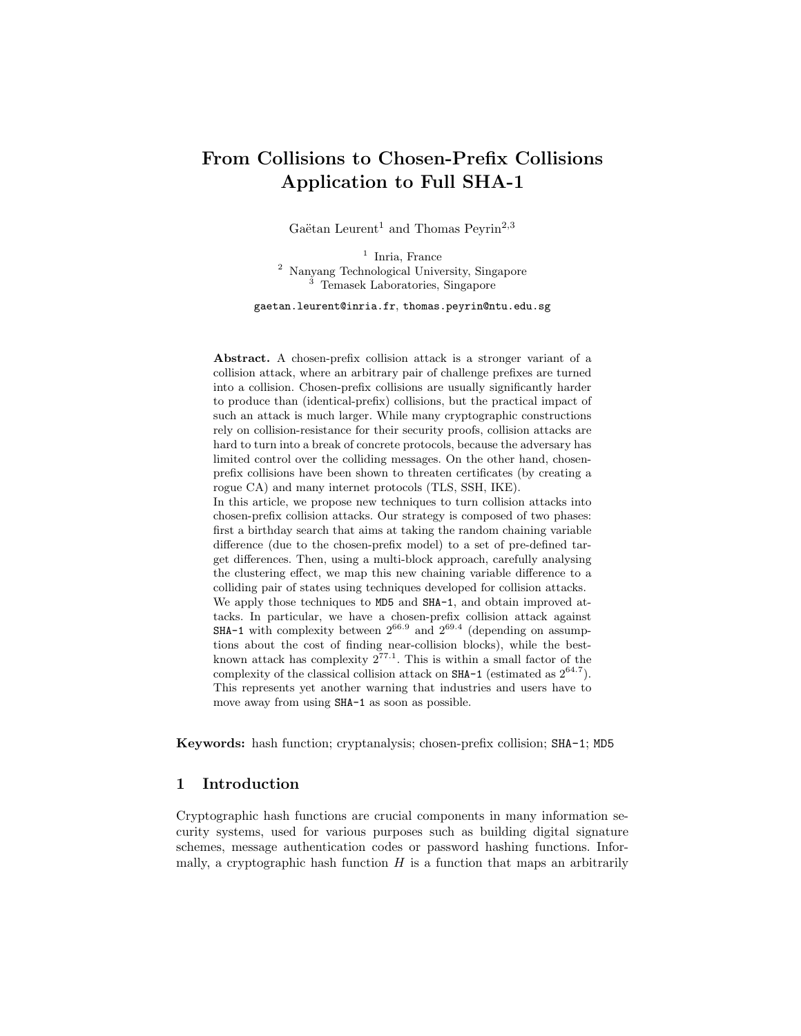# From Collisions to Chosen-Prefix Collisions Application to Full SHA-1

Gaëtan Leurent[1] and Thomas Peyrin[2,3]

[1] Inria, France
[2] Nanyang Technological University, Singapore
[3] Temasek Laboratories, Singapore

gaetan.leurent@inria.fr, thomas.peyrin@ntu.edu.sg

**Abstract.** A chosen-prefix collision attack is a stronger variant of a collision attack, where an arbitrary pair of challenge prefixes are turned into a collision. Chosen-prefix collisions are usually significantly harder to produce than (identical-prefix) collisions, but the practical impact of such an attack is much larger. While many cryptographic constructions rely on collision-resistance for their security proofs, collision attacks are hard to turn into a break of concrete protocols, because the adversary has limited control over the colliding messages. On the other hand, chosen-prefix collisions have been shown to threaten certificates (by creating a rogue CA) and many internet protocols (TLS, SSH, IKE).
In this article, we propose new techniques to turn collision attacks into chosen-prefix collision attacks. Our strategy is composed of two phases: first a birthday search that aims at taking the random chaining variable difference (due to the chosen-prefix model) to a set of pre-defined target differences. Then, using a multi-block approach, carefully analysing the clustering effect, we map this new chaining variable difference to a colliding pair of states using techniques developed for collision attacks.
We apply those techniques to MD5 and SHA-1, and obtain improved attacks. In particular, we have a chosen-prefix collision attack against SHA-1 with complexity between $2^{66.9}$ and $2^{69.4}$ (depending on assumptions about the cost of finding near-collision blocks), while the best-known attack has complexity $2^{77.1}$. This is within a small factor of the complexity of the classical collision attack on SHA-1 (estimated as $2^{64.7}$). This represents yet another warning that industries and users have to move away from using SHA-1 as soon as possible.

**Keywords:** hash function; cryptanalysis; chosen-prefix collision; SHA-1; MD5

## 1 Introduction

Cryptographic hash functions are crucial components in many information security systems, used for various purposes such as building digital signature schemes, message authentication codes or password hashing functions. Informally, a cryptographic hash function $H$ is a function that maps an arbitrarily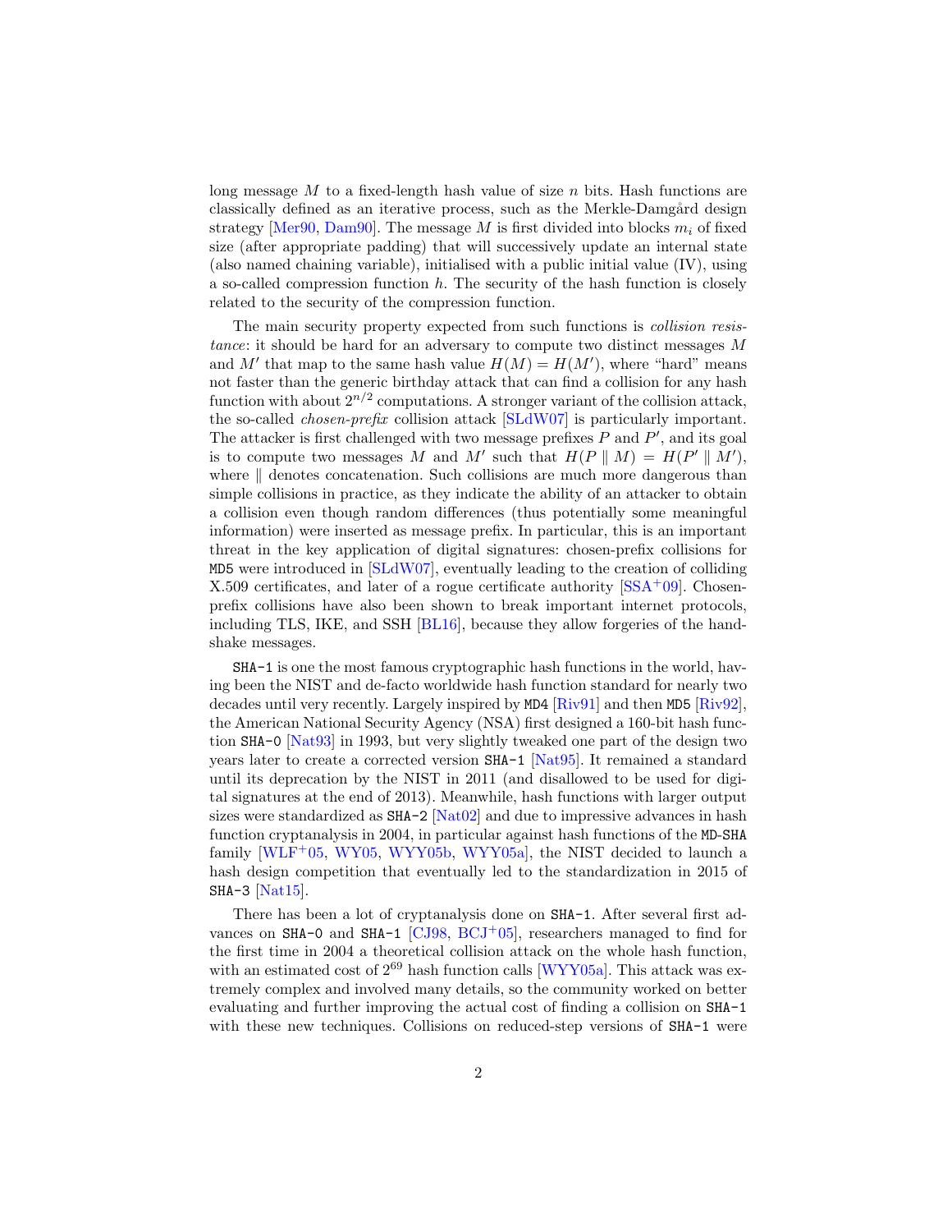long message $M$ to a fixed-length hash value of size $n$ bits. Hash functions are classically defined as an iterative process, such as the Merkle-Damgård design strategy [Mer90, Dam90]. The message $M$ is first divided into blocks $m_i$ of fixed size (after appropriate padding) that will successively update an internal state (also named chaining variable), initialised with a public initial value (IV), using a so-called compression function $h$. The security of the hash function is closely related to the security of the compression function.

The main security property expected from such functions is *collision resistance*: it should be hard for an adversary to compute two distinct messages $M$ and $M'$ that map to the same hash value $H(M) = H(M')$, where "hard" means not faster than the generic birthday attack that can find a collision for any hash function with about $2^{n/2}$ computations. A stronger variant of the collision attack, the so-called *chosen-prefix* collision attack [SLdW07] is particularly important. The attacker is first challenged with two message prefixes $P$ and $P'$, and its goal is to compute two messages $M$ and $M'$ such that $H(P \parallel M) = H(P' \parallel M')$, where $\parallel$ denotes concatenation. Such collisions are much more dangerous than simple collisions in practice, as they indicate the ability of an attacker to obtain a collision even though random differences (thus potentially some meaningful information) were inserted as message prefix. In particular, this is an important threat in the key application of digital signatures: chosen-prefix collisions for MD5 were introduced in [SLdW07], eventually leading to the creation of colliding X.509 certificates, and later of a rogue certificate authority [SSA+09]. Chosen-prefix collisions have also been shown to break important internet protocols, including TLS, IKE, and SSH [BL16], because they allow forgeries of the handshake messages.

SHA-1 is one the most famous cryptographic hash functions in the world, having been the NIST and de-facto worldwide hash function standard for nearly two decades until very recently. Largely inspired by MD4 [Riv91] and then MD5 [Riv92], the American National Security Agency (NSA) first designed a 160-bit hash function SHA-0 [Nat93] in 1993, but very slightly tweaked one part of the design two years later to create a corrected version SHA-1 [Nat95]. It remained a standard until its deprecation by the NIST in 2011 (and disallowed to be used for digital signatures at the end of 2013). Meanwhile, hash functions with larger output sizes were standardized as SHA-2 [Nat02] and due to impressive advances in hash function cryptanalysis in 2004, in particular against hash functions of the MD-SHA family [WLF+05, WY05, WYY05b, WYY05a], the NIST decided to launch a hash design competition that eventually led to the standardization in 2015 of SHA-3 [Nat15].

There has been a lot of cryptanalysis done on SHA-1. After several first advances on SHA-0 and SHA-1 [CJ98, BCJ+05], researchers managed to find for the first time in 2004 a theoretical collision attack on the whole hash function, with an estimated cost of $2^{69}$ hash function calls [WYY05a]. This attack was extremely complex and involved many details, so the community worked on better evaluating and further improving the actual cost of finding a collision on SHA-1 with these new techniques. Collisions on reduced-step versions of SHA-1 were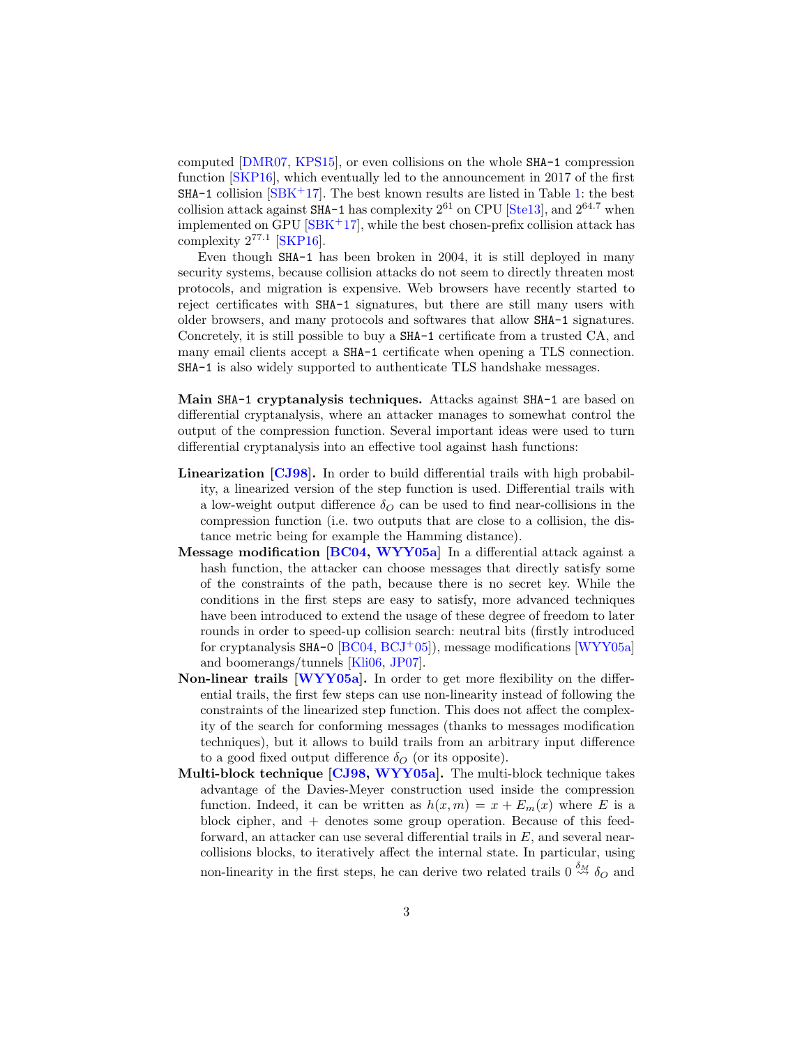computed [DMR07, KPS15], or even collisions on the whole SHA-1 compression function [SKP16], which eventually led to the announcement in 2017 of the first SHA-1 collision [SBK+17]. The best known results are listed in Table 1: the best collision attack against SHA-1 has complexity $2^{61}$ on CPU [Ste13], and $2^{64.7}$ when implemented on GPU [SBK+17], while the best chosen-prefix collision attack has complexity $2^{77.1}$ [SKP16].

Even though SHA-1 has been broken in 2004, it is still deployed in many security systems, because collision attacks do not seem to directly threaten most protocols, and migration is expensive. Web browsers have recently started to reject certificates with SHA-1 signatures, but there are still many users with older browsers, and many protocols and softwares that allow SHA-1 signatures. Concretely, it is still possible to buy a SHA-1 certificate from a trusted CA, and many email clients accept a SHA-1 certificate when opening a TLS connection. SHA-1 is also widely supported to authenticate TLS handshake messages.

**Main SHA-1 cryptanalysis techniques.** Attacks against SHA-1 are based on differential cryptanalysis, where an attacker manages to somewhat control the output of the compression function. Several important ideas were used to turn differential cryptanalysis into an effective tool against hash functions:

**Linearization [CJ98].** In order to build differential trails with high probability, a linearized version of the step function is used. Differential trails with a low-weight output difference $\delta_O$ can be used to find near-collisions in the compression function (i.e. two outputs that are close to a collision, the distance metric being for example the Hamming distance).

**Message modification [BC04, WYY05a]** In a differential attack against a hash function, the attacker can choose messages that directly satisfy some of the constraints of the path, because there is no secret key. While the conditions in the first steps are easy to satisfy, more advanced techniques have been introduced to extend the usage of these degree of freedom to later rounds in order to speed-up collision search: neutral bits (firstly introduced for cryptanalysis SHA-0 [BC04, BCJ+05]), message modifications [WYY05a] and boomerangs/tunnels [Kli06, JP07].

**Non-linear trails [WYY05a].** In order to get more flexibility on the differential trails, the first few steps can use non-linearity instead of following the constraints of the linearized step function. This does not affect the complexity of the search for conforming messages (thanks to messages modification techniques), but it allows to build trails from an arbitrary input difference to a good fixed output difference $\delta_O$ (or its opposite).

**Multi-block technique [CJ98, WYY05a].** The multi-block technique takes advantage of the Davies-Meyer construction used inside the compression function. Indeed, it can be written as $h(x, m) = x + E_m(x)$ where $E$ is a block cipher, and + denotes some group operation. Because of this feed-forward, an attacker can use several differential trails in $E$, and several near-collisions blocks, to iteratively affect the internal state. In particular, using non-linearity in the first steps, he can derive two related trails $0 \overset{\delta_M}{\rightsquigarrow} \delta_O$ and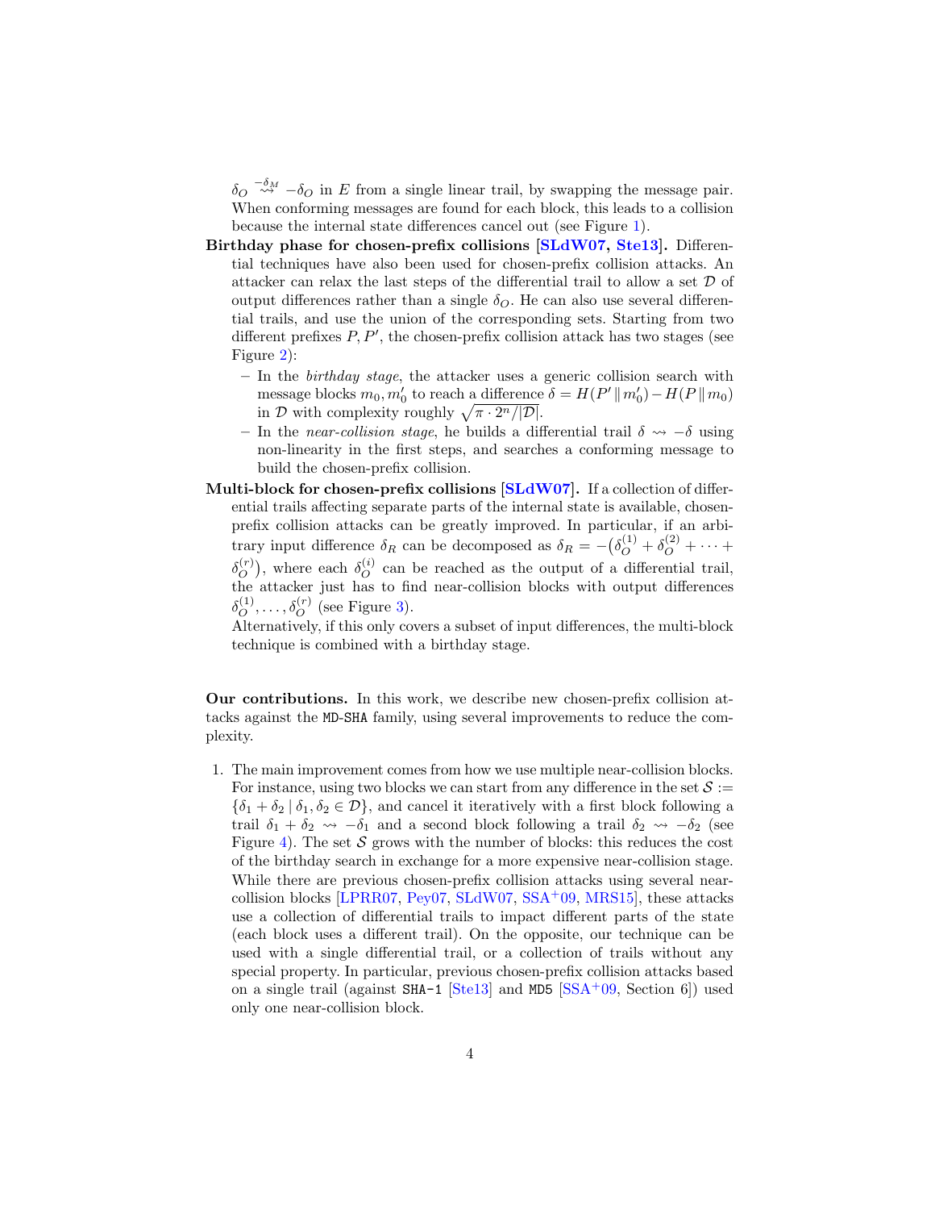$\delta_O \overset{-\delta_M}{\rightsquigarrow} -\delta_O$ in $E$ from a single linear trail, by swapping the message pair. When conforming messages are found for each block, this leads to a collision because the internal state differences cancel out (see Figure 1).

**Birthday phase for chosen-prefix collisions [SLdW07, Ste13].** Differential techniques have also been used for chosen-prefix collision attacks. An attacker can relax the last steps of the differential trail to allow a set $\mathcal{D}$ of output differences rather than a single $\delta_O$. He can also use several differential trails, and use the union of the corresponding sets. Starting from two different prefixes $P, P'$, the chosen-prefix collision attack has two stages (see Figure 2):

- In the *birthday stage*, the attacker uses a generic collision search with message blocks $m_0, m_0'$ to reach a difference $\delta = H(P' \,\|\, m_0') - H(P \,\|\, m_0)$ in $\mathcal{D}$ with complexity roughly $\sqrt{\pi \cdot 2^n / |\mathcal{D}|}$.
- In the *near-collision stage*, he builds a differential trail $\delta \rightsquigarrow -\delta$ using non-linearity in the first steps, and searches a conforming message to build the chosen-prefix collision.

**Multi-block for chosen-prefix collisions [SLdW07].** If a collection of differential trails affecting separate parts of the internal state is available, chosen-prefix collision attacks can be greatly improved. In particular, if an arbitrary input difference $\delta_R$ can be decomposed as $\delta_R = -\big(\delta_O^{(1)} + \delta_O^{(2)} + \cdots + \delta_O^{(r)}\big)$, where each $\delta_O^{(i)}$ can be reached as the output of a differential trail, the attacker just has to find near-collision blocks with output differences $\delta_O^{(1)}, \ldots, \delta_O^{(r)}$ (see Figure 3).
Alternatively, if this only covers a subset of input differences, the multi-block technique is combined with a birthday stage.

**Our contributions.** In this work, we describe new chosen-prefix collision attacks against the MD-SHA family, using several improvements to reduce the complexity.

1. The main improvement comes from how we use multiple near-collision blocks. For instance, using two blocks we can start from any difference in the set $\mathcal{S} := \{\delta_1 + \delta_2 \mid \delta_1, \delta_2 \in \mathcal{D}\}$, and cancel it iteratively with a first block following a trail $\delta_1 + \delta_2 \rightsquigarrow -\delta_1$ and a second block following a trail $\delta_2 \rightsquigarrow -\delta_2$ (see Figure 4). The set $\mathcal{S}$ grows with the number of blocks: this reduces the cost of the birthday search in exchange for a more expensive near-collision stage. While there are previous chosen-prefix collision attacks using several near-collision blocks [LPRR07, Pey07, SLdW07, SSA+09, MRS15], these attacks use a collection of differential trails to impact different parts of the state (each block uses a different trail). On the opposite, our technique can be used with a single differential trail, or a collection of trails without any special property. In particular, previous chosen-prefix collision attacks based on a single trail (against SHA-1 [Ste13] and MD5 [SSA+09, Section 6]) used only one near-collision block.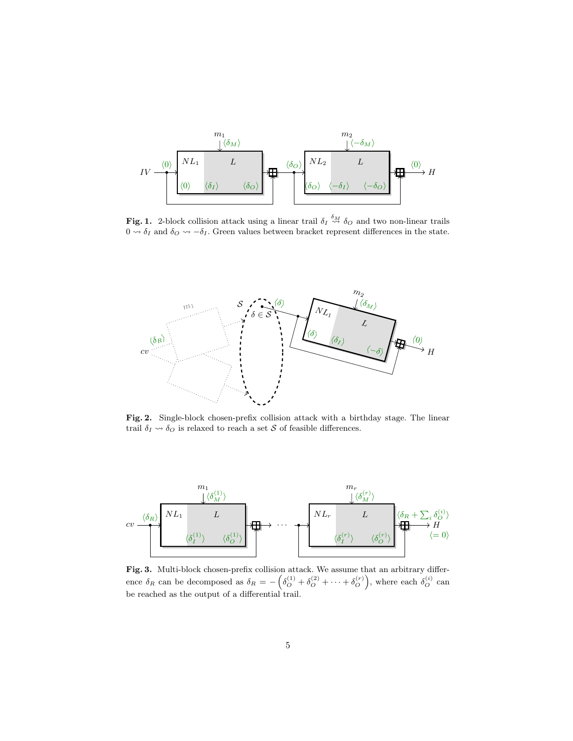**Fig. 1.** 2-block collision attack using a linear trail $\delta_I \overset{\delta_M}{\rightsquigarrow} \delta_O$ and two non-linear trails $0 \rightsquigarrow \delta_I$ and $\delta_O \rightsquigarrow -\delta_I$. Green values between bracket represent differences in the state.

**Fig. 2.** Single-block chosen-prefix collision attack with a birthday stage. The linear trail $\delta_I \rightsquigarrow \delta_O$ is relaxed to reach a set $\mathcal{S}$ of feasible differences.

**Fig. 3.** Multi-block chosen-prefix collision attack. We assume that an arbitrary difference $\delta_R$ can be decomposed as $\delta_R = -\left(\delta_O^{(1)} + \delta_O^{(2)} + \cdots + \delta_O^{(r)}\right)$, where each $\delta_O^{(i)}$ can be reached as the output of a differential trail.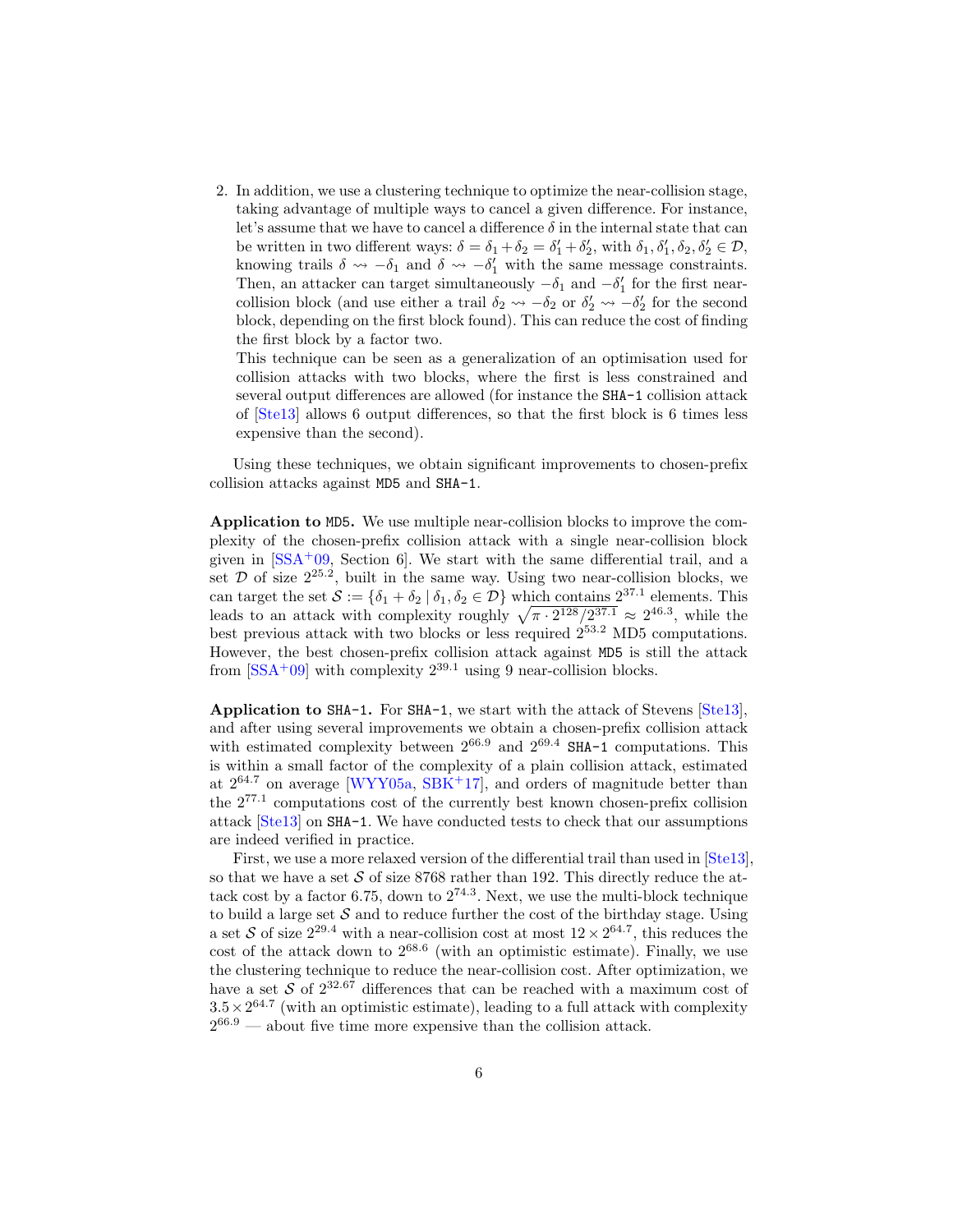2. In addition, we use a clustering technique to optimize the near-collision stage, taking advantage of multiple ways to cancel a given difference. For instance, let's assume that we have to cancel a difference $\delta$ in the internal state that can be written in two different ways: $\delta = \delta_1 + \delta_2 = \delta_1' + \delta_2'$, with $\delta_1, \delta_1', \delta_2, \delta_2' \in \mathcal{D}$, knowing trails $\delta \rightsquigarrow -\delta_1$ and $\delta \rightsquigarrow -\delta_1'$ with the same message constraints. Then, an attacker can target simultaneously $-\delta_1$ and $-\delta_1'$ for the first near-collision block (and use either a trail $\delta_2 \rightsquigarrow -\delta_2$ or $\delta_2' \rightsquigarrow -\delta_2'$ for the second block, depending on the first block found). This can reduce the cost of finding the first block by a factor two.

   This technique can be seen as a generalization of an optimisation used for collision attacks with two blocks, where the first is less constrained and several output differences are allowed (for instance the SHA-1 collision attack of [Ste13] allows 6 output differences, so that the first block is 6 times less expensive than the second).

Using these techniques, we obtain significant improvements to chosen-prefix collision attacks against MD5 and SHA-1.

**Application to MD5.** We use multiple near-collision blocks to improve the complexity of the chosen-prefix collision attack with a single near-collision block given in [SSA+09, Section 6]. We start with the same differential trail, and a set $\mathcal{D}$ of size $2^{25.2}$, built in the same way. Using two near-collision blocks, we can target the set $\mathcal{S} := \{\delta_1 + \delta_2 \mid \delta_1, \delta_2 \in \mathcal{D}\}$ which contains $2^{37.1}$ elements. This leads to an attack with complexity roughly $\sqrt{\pi \cdot 2^{128}/2^{37.1}} \approx 2^{46.3}$, while the best previous attack with two blocks or less required $2^{53.2}$ MD5 computations. However, the best chosen-prefix collision attack against MD5 is still the attack from [SSA+09] with complexity $2^{39.1}$ using 9 near-collision blocks.

**Application to SHA-1.** For SHA-1, we start with the attack of Stevens [Ste13], and after using several improvements we obtain a chosen-prefix collision attack with estimated complexity between $2^{66.9}$ and $2^{69.4}$ SHA-1 computations. This is within a small factor of the complexity of a plain collision attack, estimated at $2^{64.7}$ on average [WYY05a, SBK+17], and orders of magnitude better than the $2^{77.1}$ computations cost of the currently best known chosen-prefix collision attack [Ste13] on SHA-1. We have conducted tests to check that our assumptions are indeed verified in practice.

First, we use a more relaxed version of the differential trail than used in [Ste13], so that we have a set $\mathcal{S}$ of size 8768 rather than 192. This directly reduce the attack cost by a factor 6.75, down to $2^{74.3}$. Next, we use the multi-block technique to build a large set $\mathcal{S}$ and to reduce further the cost of the birthday stage. Using a set $\mathcal{S}$ of size $2^{29.4}$ with a near-collision cost at most $12 \times 2^{64.7}$, this reduces the cost of the attack down to $2^{68.6}$ (with an optimistic estimate). Finally, we use the clustering technique to reduce the near-collision cost. After optimization, we have a set $\mathcal{S}$ of $2^{32.67}$ differences that can be reached with a maximum cost of $3.5 \times 2^{64.7}$ (with an optimistic estimate), leading to a full attack with complexity $2^{66.9}$ — about five time more expensive than the collision attack.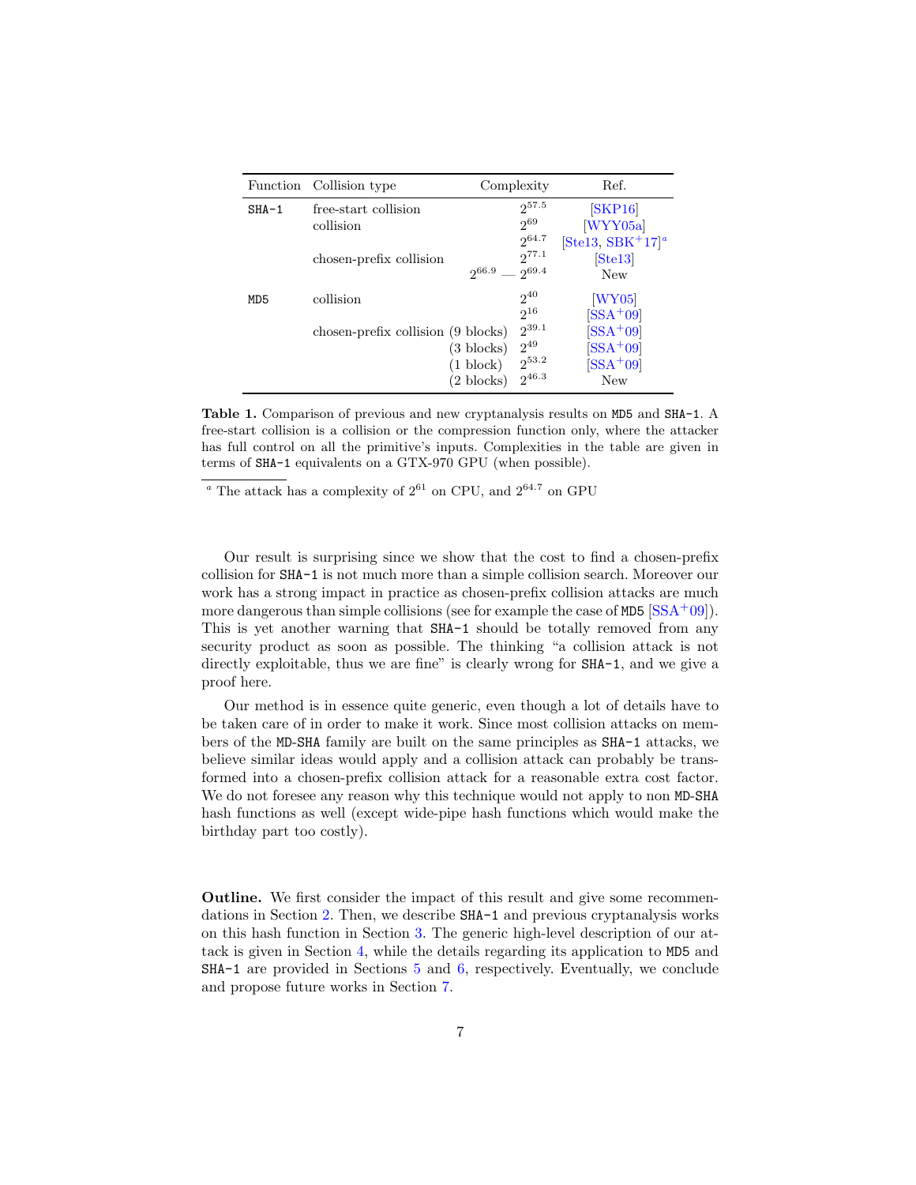| Function | Collision type | | Complexity | Ref. |
|---|---|---|---|---|
| SHA-1 | free-start collision | | $2^{57.5}$ | [SKP16] |
| | collision | | $2^{69}$ | [WYY05a] |
| | | | $2^{64.7}$ | [Ste13, SBK+17][a] |
| | chosen-prefix collision | | $2^{77.1}$ | [Ste13] |
| | | | $2^{66.9}$ — $2^{69.4}$ | New |
| MD5 | collision | | $2^{40}$ | [WY05] |
| | | | $2^{16}$ | [SSA+09] |
| | chosen-prefix collision | (9 blocks) | $2^{39.1}$ | [SSA+09] |
| | | (3 blocks) | $2^{49}$ | [SSA+09] |
| | | (1 block) | $2^{53.2}$ | [SSA+09] |
| | | (2 blocks) | $2^{46.3}$ | New |

**Table 1.** Comparison of previous and new cryptanalysis results on MD5 and SHA-1. A free-start collision is a collision or the compression function only, where the attacker has full control on all the primitive's inputs. Complexities in the table are given in terms of SHA-1 equivalents on a GTX-970 GPU (when possible).

[a] The attack has a complexity of $2^{61}$ on CPU, and $2^{64.7}$ on GPU

Our result is surprising since we show that the cost to find a chosen-prefix collision for SHA-1 is not much more than a simple collision search. Moreover our work has a strong impact in practice as chosen-prefix collision attacks are much more dangerous than simple collisions (see for example the case of MD5 [SSA+09]). This is yet another warning that SHA-1 should be totally removed from any security product as soon as possible. The thinking "a collision attack is not directly exploitable, thus we are fine" is clearly wrong for SHA-1, and we give a proof here.

Our method is in essence quite generic, even though a lot of details have to be taken care of in order to make it work. Since most collision attacks on members of the MD-SHA family are built on the same principles as SHA-1 attacks, we believe similar ideas would apply and a collision attack can probably be transformed into a chosen-prefix collision attack for a reasonable extra cost factor. We do not foresee any reason why this technique would not apply to non MD-SHA hash functions as well (except wide-pipe hash functions which would make the birthday part too costly).

**Outline.** We first consider the impact of this result and give some recommendations in Section 2. Then, we describe SHA-1 and previous cryptanalysis works on this hash function in Section 3. The generic high-level description of our attack is given in Section 4, while the details regarding its application to MD5 and SHA-1 are provided in Sections 5 and 6, respectively. Eventually, we conclude and propose future works in Section 7.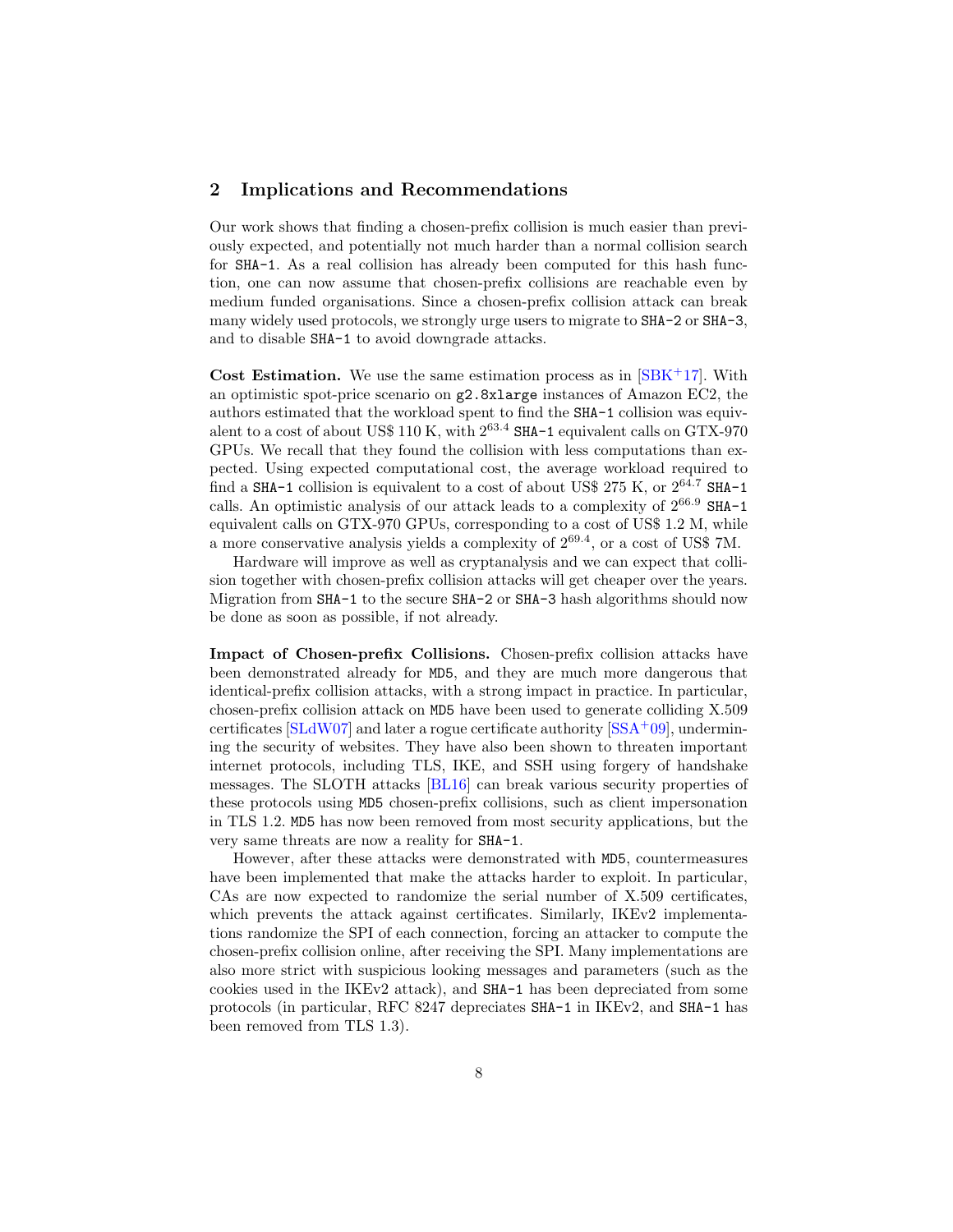## 2 Implications and Recommendations

Our work shows that finding a chosen-prefix collision is much easier than previously expected, and potentially not much harder than a normal collision search for SHA-1. As a real collision has already been computed for this hash function, one can now assume that chosen-prefix collisions are reachable even by medium funded organisations. Since a chosen-prefix collision attack can break many widely used protocols, we strongly urge users to migrate to SHA-2 or SHA-3, and to disable SHA-1 to avoid downgrade attacks.

**Cost Estimation.** We use the same estimation process as in [SBK+17]. With an optimistic spot-price scenario on g2.8xlarge instances of Amazon EC2, the authors estimated that the workload spent to find the SHA-1 collision was equivalent to a cost of about US$ 110 K, with $2^{63.4}$ SHA-1 equivalent calls on GTX-970 GPUs. We recall that they found the collision with less computations than expected. Using expected computational cost, the average workload required to find a SHA-1 collision is equivalent to a cost of about US$ 275 K, or $2^{64.7}$ SHA-1 calls. An optimistic analysis of our attack leads to a complexity of $2^{66.9}$ SHA-1 equivalent calls on GTX-970 GPUs, corresponding to a cost of US$ 1.2 M, while a more conservative analysis yields a complexity of $2^{69.4}$, or a cost of US$ 7M.

Hardware will improve as well as cryptanalysis and we can expect that collision together with chosen-prefix collision attacks will get cheaper over the years. Migration from SHA-1 to the secure SHA-2 or SHA-3 hash algorithms should now be done as soon as possible, if not already.

**Impact of Chosen-prefix Collisions.** Chosen-prefix collision attacks have been demonstrated already for MD5, and they are much more dangerous that identical-prefix collision attacks, with a strong impact in practice. In particular, chosen-prefix collision attack on MD5 have been used to generate colliding X.509 certificates [SLdW07] and later a rogue certificate authority [SSA+09], undermining the security of websites. They have also been shown to threaten important internet protocols, including TLS, IKE, and SSH using forgery of handshake messages. The SLOTH attacks [BL16] can break various security properties of these protocols using MD5 chosen-prefix collisions, such as client impersonation in TLS 1.2. MD5 has now been removed from most security applications, but the very same threats are now a reality for SHA-1.

However, after these attacks were demonstrated with MD5, countermeasures have been implemented that make the attacks harder to exploit. In particular, CAs are now expected to randomize the serial number of X.509 certificates, which prevents the attack against certificates. Similarly, IKEv2 implementations randomize the SPI of each connection, forcing an attacker to compute the chosen-prefix collision online, after receiving the SPI. Many implementations are also more strict with suspicious looking messages and parameters (such as the cookies used in the IKEv2 attack), and SHA-1 has been depreciated from some protocols (in particular, RFC 8247 depreciates SHA-1 in IKEv2, and SHA-1 has been removed from TLS 1.3).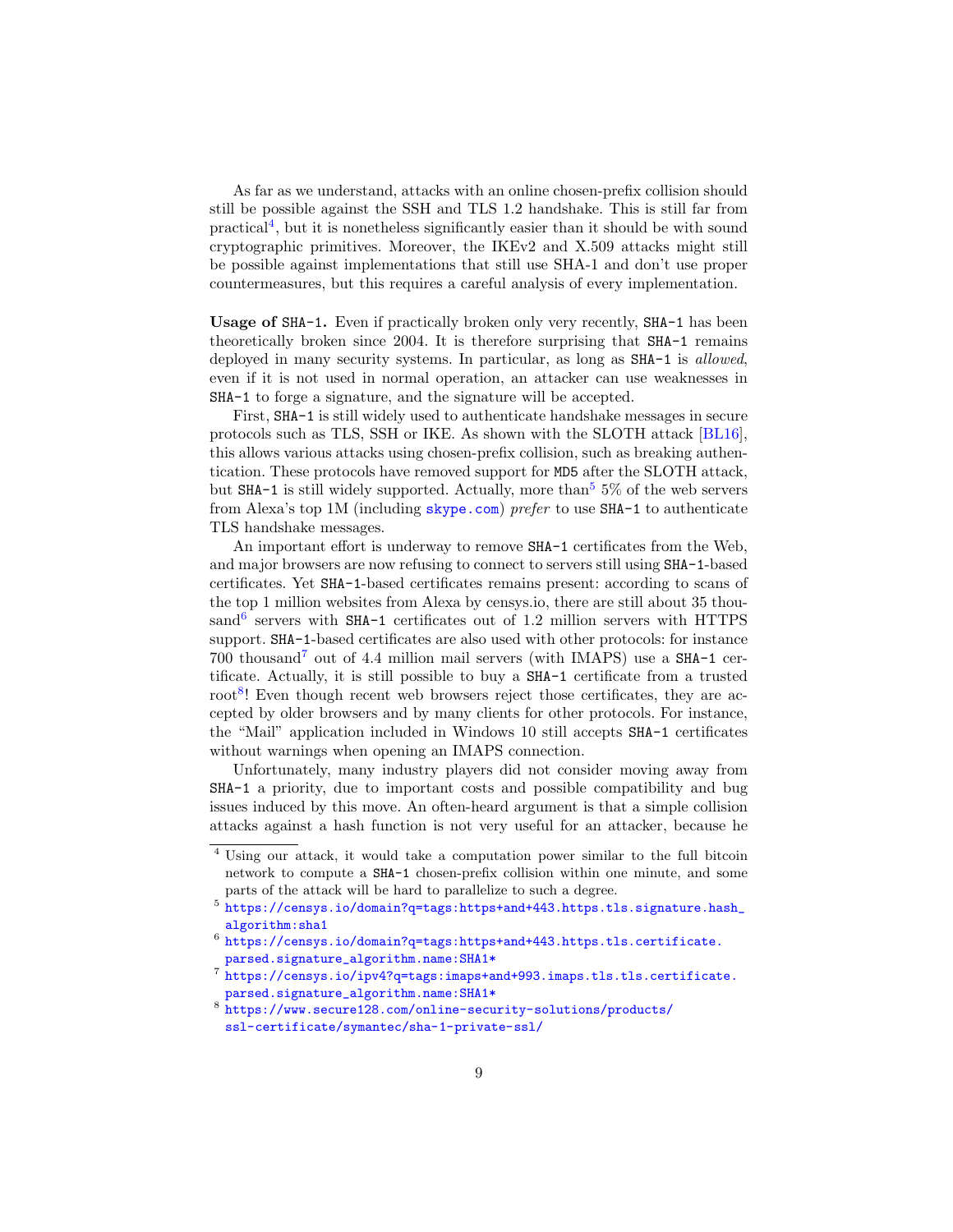As far as we understand, attacks with an online chosen-prefix collision should still be possible against the SSH and TLS 1.2 handshake. This is still far from practical[4], but it is nonetheless significantly easier than it should be with sound cryptographic primitives. Moreover, the IKEv2 and X.509 attacks might still be possible against implementations that still use SHA-1 and don't use proper countermeasures, but this requires a careful analysis of every implementation.

**Usage of `SHA-1`.** Even if practically broken only very recently, `SHA-1` has been theoretically broken since 2004. It is therefore surprising that `SHA-1` remains deployed in many security systems. In particular, as long as `SHA-1` is *allowed*, even if it is not used in normal operation, an attacker can use weaknesses in `SHA-1` to forge a signature, and the signature will be accepted.

First, `SHA-1` is still widely used to authenticate handshake messages in secure protocols such as TLS, SSH or IKE. As shown with the SLOTH attack [BL16], this allows various attacks using chosen-prefix collision, such as breaking authentication. These protocols have removed support for `MD5` after the SLOTH attack, but `SHA-1` is still widely supported. Actually, more than[5] 5% of the web servers from Alexa's top 1M (including skype.com) *prefer* to use `SHA-1` to authenticate TLS handshake messages.

An important effort is underway to remove `SHA-1` certificates from the Web, and major browsers are now refusing to connect to servers still using `SHA-1`-based certificates. Yet `SHA-1`-based certificates remains present: according to scans of the top 1 million websites from Alexa by censys.io, there are still about 35 thousand[6] servers with `SHA-1` certificates out of 1.2 million servers with HTTPS support. `SHA-1`-based certificates are also used with other protocols: for instance 700 thousand[7] out of 4.4 million mail servers (with IMAPS) use a `SHA-1` certificate. Actually, it is still possible to buy a `SHA-1` certificate from a trusted root[8]! Even though recent web browsers reject those certificates, they are accepted by older browsers and by many clients for other protocols. For instance, the "Mail" application included in Windows 10 still accepts `SHA-1` certificates without warnings when opening an IMAPS connection.

Unfortunately, many industry players did not consider moving away from `SHA-1` a priority, due to important costs and possible compatibility and bug issues induced by this move. An often-heard argument is that a simple collision attacks against a hash function is not very useful for an attacker, because he

---

[4] Using our attack, it would take a computation power similar to the full bitcoin network to compute a `SHA-1` chosen-prefix collision within one minute, and some parts of the attack will be hard to parallelize to such a degree.

[5] https://censys.io/domain?q=tags:https+and+443.https.tls.signature.hash_algorithm:sha1

[6] https://censys.io/domain?q=tags:https+and+443.https.tls.certificate.parsed.signature_algorithm.name:SHA1*

[7] https://censys.io/ipv4?q=tags:imaps+and+993.imaps.tls.tls.certificate.parsed.signature_algorithm.name:SHA1*

[8] https://www.secure128.com/online-security-solutions/products/ssl-certificate/symantec/sha-1-private-ssl/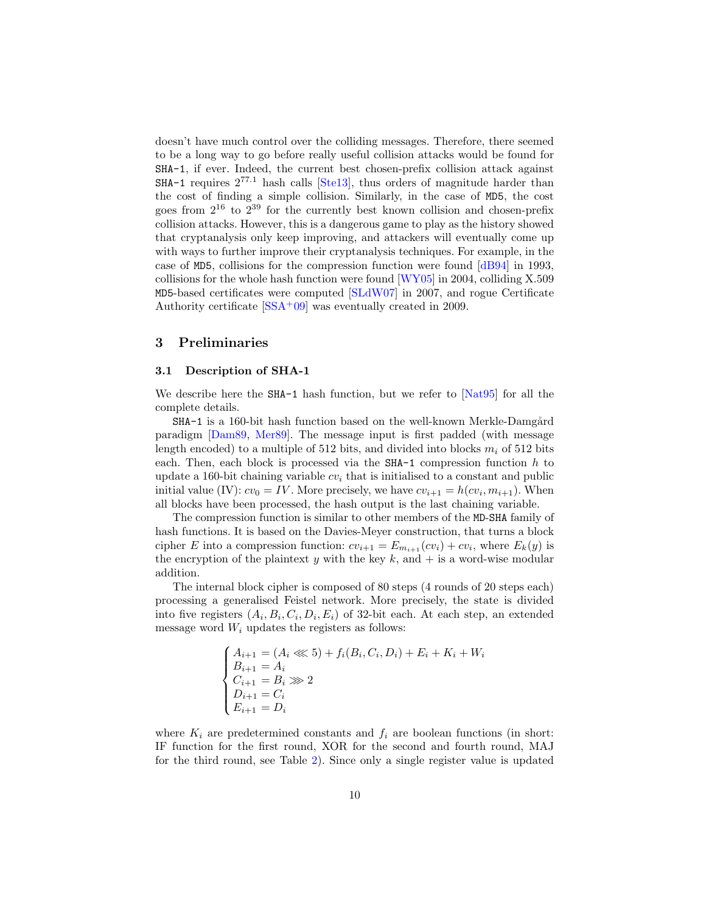doesn't have much control over the colliding messages. Therefore, there seemed to be a long way to go before really useful collision attacks would be found for SHA-1, if ever. Indeed, the current best chosen-prefix collision attack against SHA-1 requires $2^{77.1}$ hash calls [Ste13], thus orders of magnitude harder than the cost of finding a simple collision. Similarly, in the case of MD5, the cost goes from $2^{16}$ to $2^{39}$ for the currently best known collision and chosen-prefix collision attacks. However, this is a dangerous game to play as the history showed that cryptanalysis only keep improving, and attackers will eventually come up with ways to further improve their cryptanalysis techniques. For example, in the case of MD5, collisions for the compression function were found [dB94] in 1993, collisions for the whole hash function were found [WY05] in 2004, colliding X.509 MD5-based certificates were computed [SLdW07] in 2007, and rogue Certificate Authority certificate [SSA+09] was eventually created in 2009.

## 3 Preliminaries

### 3.1 Description of SHA-1

We describe here the SHA-1 hash function, but we refer to [Nat95] for all the complete details.

SHA-1 is a 160-bit hash function based on the well-known Merkle-Damgård paradigm [Dam89, Mer89]. The message input is first padded (with message length encoded) to a multiple of 512 bits, and divided into blocks $m_i$ of 512 bits each. Then, each block is processed via the SHA-1 compression function $h$ to update a 160-bit chaining variable $cv_i$ that is initialised to a constant and public initial value (IV): $cv_0 = IV$. More precisely, we have $cv_{i+1} = h(cv_i, m_{i+1})$. When all blocks have been processed, the hash output is the last chaining variable.

The compression function is similar to other members of the MD-SHA family of hash functions. It is based on the Davies-Meyer construction, that turns a block cipher $E$ into a compression function: $cv_{i+1} = E_{m_{i+1}}(cv_i) + cv_i$, where $E_k(y)$ is the encryption of the plaintext $y$ with the key $k$, and $+$ is a word-wise modular addition.

The internal block cipher is composed of 80 steps (4 rounds of 20 steps each) processing a generalised Feistel network. More precisely, the state is divided into five registers $(A_i, B_i, C_i, D_i, E_i)$ of 32-bit each. At each step, an extended message word $W_i$ updates the registers as follows:

$$
\begin{cases}
A_{i+1} = (A_i \lll 5) + f_i(B_i, C_i, D_i) + E_i + K_i + W_i \\
B_{i+1} = A_i \\
C_{i+1} = B_i \ggg 2 \\
D_{i+1} = C_i \\
E_{i+1} = D_i
\end{cases}
$$

where $K_i$ are predetermined constants and $f_i$ are boolean functions (in short: IF function for the first round, XOR for the second and fourth round, MAJ for the third round, see Table 2). Since only a single register value is updated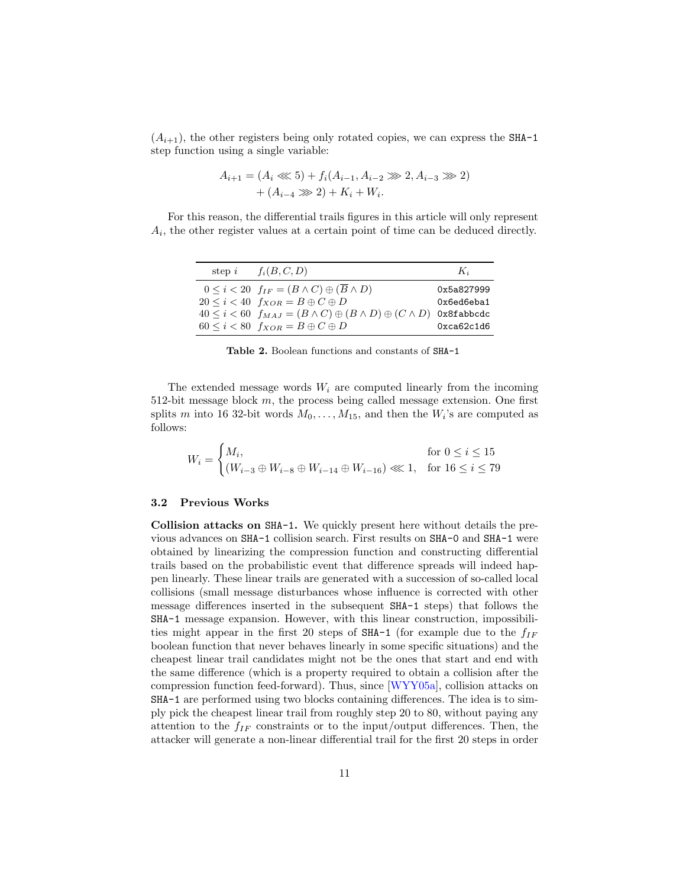($A_{i+1}$), the other registers being only rotated copies, we can express the SHA-1 step function using a single variable:

$$A_{i+1} = (A_i \lll 5) + f_i(A_{i-1}, A_{i-2} \ggg 2, A_{i-3} \ggg 2) + (A_{i-4} \ggg 2) + K_i + W_i.$$

For this reason, the differential trails figures in this article will only represent $A_i$, the other register values at a certain point of time can be deduced directly.

| step $i$ | $f_i(B, C, D)$ | $K_i$ |
|---|---|---|
| $0 \le i < 20$ | $f_{IF} = (B \wedge C) \oplus (\overline{B} \wedge D)$ | `0x5a827999` |
| $20 \le i < 40$ | $f_{XOR} = B \oplus C \oplus D$ | `0x6ed6eba1` |
| $40 \le i < 60$ | $f_{MAJ} = (B \wedge C) \oplus (B \wedge D) \oplus (C \wedge D)$ | `0x8fabbcdc` |
| $60 \le i < 80$ | $f_{XOR} = B \oplus C \oplus D$ | `0xca62c1d6` |

**Table 2.** Boolean functions and constants of SHA-1

The extended message words $W_i$ are computed linearly from the incoming 512-bit message block $m$, the process being called message extension. One first splits $m$ into 16 32-bit words $M_0, \ldots, M_{15}$, and then the $W_i$'s are computed as follows:

$$W_i = \begin{cases} M_i, & \text{for } 0 \le i \le 15 \\ (W_{i-3} \oplus W_{i-8} \oplus W_{i-14} \oplus W_{i-16}) \lll 1, & \text{for } 16 \le i \le 79 \end{cases}$$

### 3.2 Previous Works

**Collision attacks on SHA-1.** We quickly present here without details the previous advances on SHA-1 collision search. First results on SHA-0 and SHA-1 were obtained by linearizing the compression function and constructing differential trails based on the probabilistic event that difference spreads will indeed happen linearly. These linear trails are generated with a succession of so-called local collisions (small message disturbances whose influence is corrected with other message differences inserted in the subsequent SHA-1 steps) that follows the SHA-1 message expansion. However, with this linear construction, impossibilities might appear in the first 20 steps of SHA-1 (for example due to the $f_{IF}$ boolean function that never behaves linearly in some specific situations) and the cheapest linear trail candidates might not be the ones that start and end with the same difference (which is a property required to obtain a collision after the compression function feed-forward). Thus, since [WYY05a], collision attacks on SHA-1 are performed using two blocks containing differences. The idea is to simply pick the cheapest linear trail from roughly step 20 to 80, without paying any attention to the $f_{IF}$ constraints or to the input/output differences. Then, the attacker will generate a non-linear differential trail for the first 20 steps in order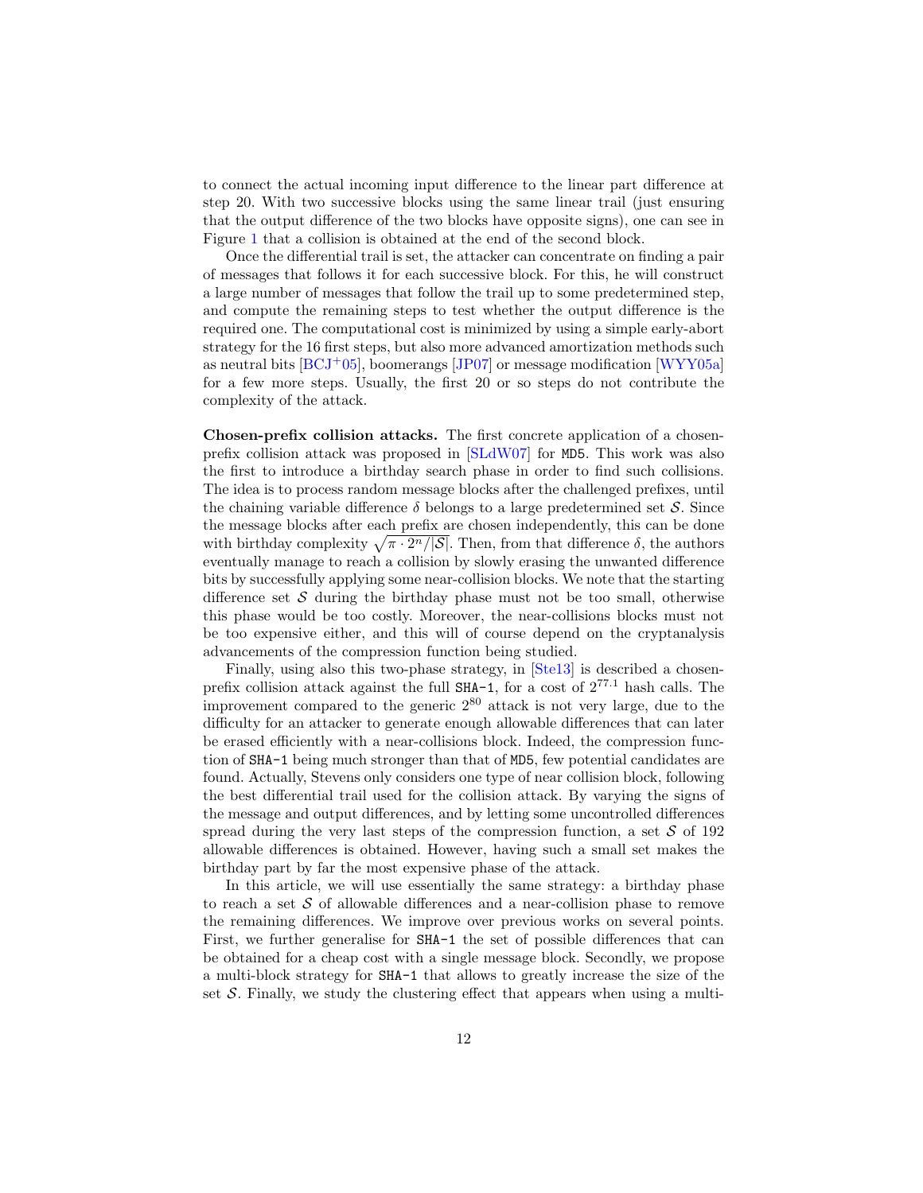to connect the actual incoming input difference to the linear part difference at step 20. With two successive blocks using the same linear trail (just ensuring that the output difference of the two blocks have opposite signs), one can see in Figure 1 that a collision is obtained at the end of the second block.

Once the differential trail is set, the attacker can concentrate on finding a pair of messages that follows it for each successive block. For this, he will construct a large number of messages that follow the trail up to some predetermined step, and compute the remaining steps to test whether the output difference is the required one. The computational cost is minimized by using a simple early-abort strategy for the 16 first steps, but also more advanced amortization methods such as neutral bits [BCJ+05], boomerangs [JP07] or message modification [WYY05a] for a few more steps. Usually, the first 20 or so steps do not contribute the complexity of the attack.

**Chosen-prefix collision attacks.** The first concrete application of a chosen-prefix collision attack was proposed in [SLdW07] for MD5. This work was also the first to introduce a birthday search phase in order to find such collisions. The idea is to process random message blocks after the challenged prefixes, until the chaining variable difference $\delta$ belongs to a large predetermined set $\mathcal{S}$. Since the message blocks after each prefix are chosen independently, this can be done with birthday complexity $\sqrt{\pi \cdot 2^n/|\mathcal{S}|}$. Then, from that difference $\delta$, the authors eventually manage to reach a collision by slowly erasing the unwanted difference bits by successfully applying some near-collision blocks. We note that the starting difference set $\mathcal{S}$ during the birthday phase must not be too small, otherwise this phase would be too costly. Moreover, the near-collisions blocks must not be too expensive either, and this will of course depend on the cryptanalysis advancements of the compression function being studied.

Finally, using also this two-phase strategy, in [Ste13] is described a chosen-prefix collision attack against the full SHA-1, for a cost of $2^{77.1}$ hash calls. The improvement compared to the generic $2^{80}$ attack is not very large, due to the difficulty for an attacker to generate enough allowable differences that can later be erased efficiently with a near-collisions block. Indeed, the compression function of SHA-1 being much stronger than that of MD5, few potential candidates are found. Actually, Stevens only considers one type of near collision block, following the best differential trail used for the collision attack. By varying the signs of the message and output differences, and by letting some uncontrolled differences spread during the very last steps of the compression function, a set $\mathcal{S}$ of 192 allowable differences is obtained. However, having such a small set makes the birthday part by far the most expensive phase of the attack.

In this article, we will use essentially the same strategy: a birthday phase to reach a set $\mathcal{S}$ of allowable differences and a near-collision phase to remove the remaining differences. We improve over previous works on several points. First, we further generalise for SHA-1 the set of possible differences that can be obtained for a cheap cost with a single message block. Secondly, we propose a multi-block strategy for SHA-1 that allows to greatly increase the size of the set $\mathcal{S}$. Finally, we study the clustering effect that appears when using a multi-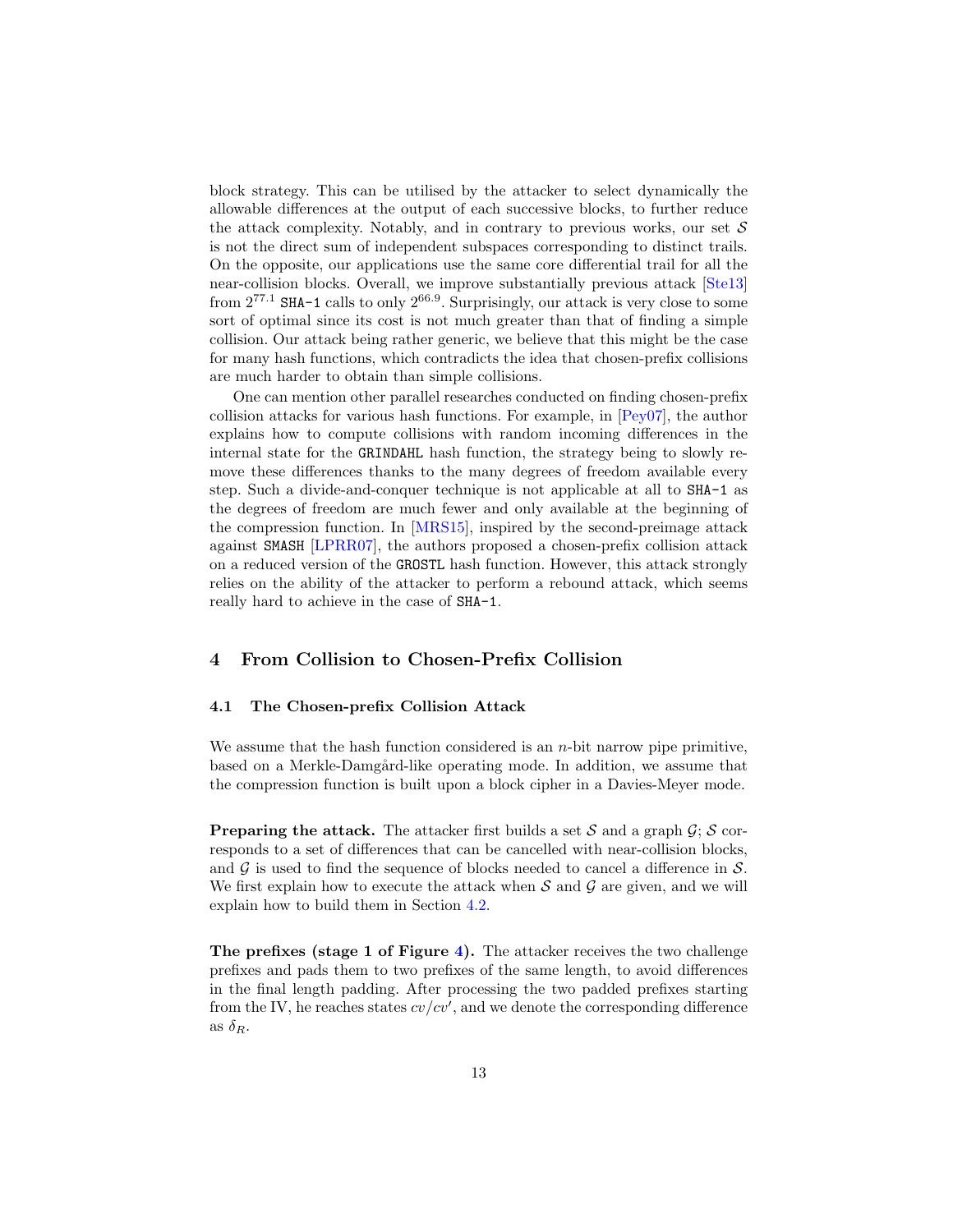block strategy. This can be utilised by the attacker to select dynamically the allowable differences at the output of each successive blocks, to further reduce the attack complexity. Notably, and in contrary to previous works, our set $\mathcal{S}$ is not the direct sum of independent subspaces corresponding to distinct trails. On the opposite, our applications use the same core differential trail for all the near-collision blocks. Overall, we improve substantially previous attack [Ste13] from $2^{77.1}$ `SHA-1` calls to only $2^{66.9}$. Surprisingly, our attack is very close to some sort of optimal since its cost is not much greater than that of finding a simple collision. Our attack being rather generic, we believe that this might be the case for many hash functions, which contradicts the idea that chosen-prefix collisions are much harder to obtain than simple collisions.

One can mention other parallel researches conducted on finding chosen-prefix collision attacks for various hash functions. For example, in [Pey07], the author explains how to compute collisions with random incoming differences in the internal state for the `GRINDAHL` hash function, the strategy being to slowly remove these differences thanks to the many degrees of freedom available every step. Such a divide-and-conquer technique is not applicable at all to `SHA-1` as the degrees of freedom are much fewer and only available at the beginning of the compression function. In [MRS15], inspired by the second-preimage attack against `SMASH` [LPRR07], the authors proposed a chosen-prefix collision attack on a reduced version of the `GROSTL` hash function. However, this attack strongly relies on the ability of the attacker to perform a rebound attack, which seems really hard to achieve in the case of `SHA-1`.

## 4 From Collision to Chosen-Prefix Collision

### 4.1 The Chosen-prefix Collision Attack

We assume that the hash function considered is an $n$-bit narrow pipe primitive, based on a Merkle-Damgård-like operating mode. In addition, we assume that the compression function is built upon a block cipher in a Davies-Meyer mode.

**Preparing the attack.** The attacker first builds a set $\mathcal{S}$ and a graph $\mathcal{G}$; $\mathcal{S}$ corresponds to a set of differences that can be cancelled with near-collision blocks, and $\mathcal{G}$ is used to find the sequence of blocks needed to cancel a difference in $\mathcal{S}$. We first explain how to execute the attack when $\mathcal{S}$ and $\mathcal{G}$ are given, and we will explain how to build them in Section 4.2.

**The prefixes (stage 1 of Figure 4).** The attacker receives the two challenge prefixes and pads them to two prefixes of the same length, to avoid differences in the final length padding. After processing the two padded prefixes starting from the IV, he reaches states $cv/cv'$, and we denote the corresponding difference as $\delta_R$.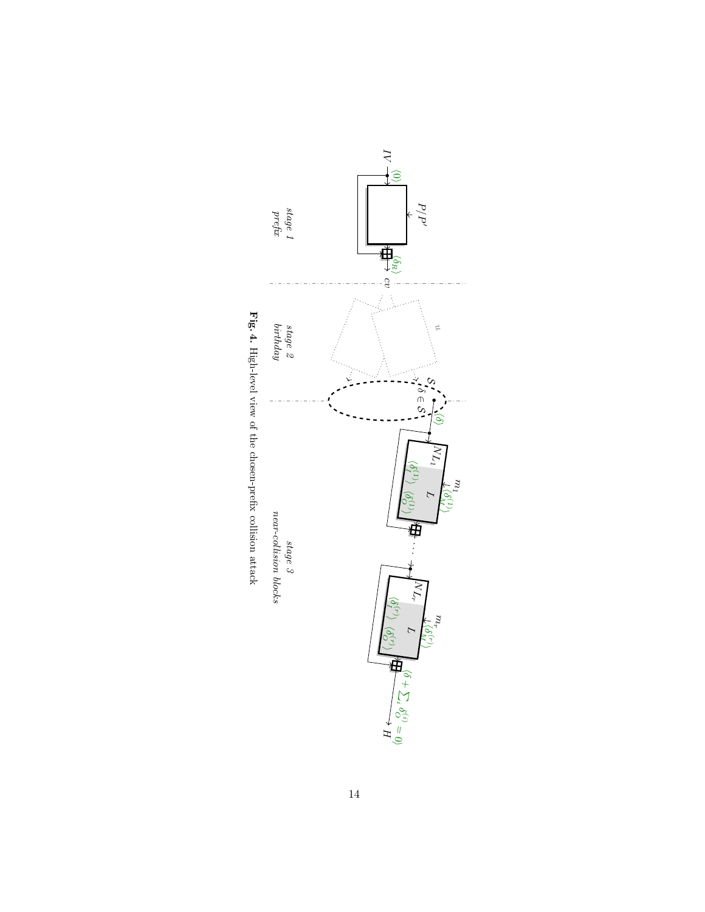Fig. 4. High-level view of the chosen-prefix collision attack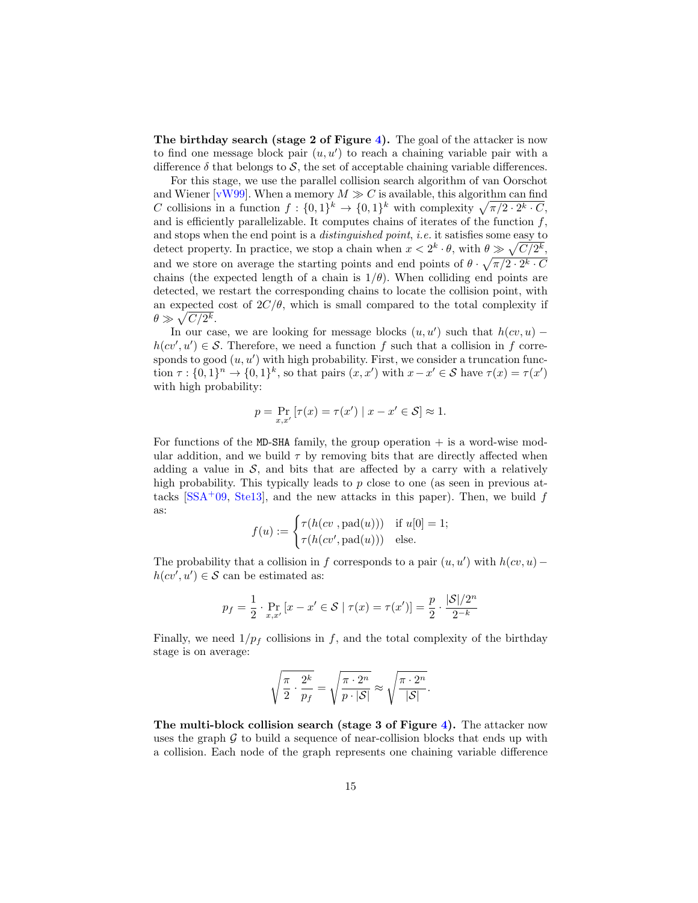**The birthday search (stage 2 of Figure 4).** The goal of the attacker is now to find one message block pair $(u, u')$ to reach a chaining variable pair with a difference $\delta$ that belongs to $\mathcal{S}$, the set of acceptable chaining variable differences.

For this stage, we use the parallel collision search algorithm of van Oorschot and Wiener [vW99]. When a memory $M \gg C$ is available, this algorithm can find $C$ collisions in a function $f : \{0,1\}^k \to \{0,1\}^k$ with complexity $\sqrt{\pi/2 \cdot 2^k \cdot C}$, and is efficiently parallelizable. It computes chains of iterates of the function $f$, and stops when the end point is a *distinguished point*, *i.e.* it satisfies some easy to detect property. In practice, we stop a chain when $x < 2^k \cdot \theta$, with $\theta \gg \sqrt{C/2^k}$, and we store on average the starting points and end points of $\theta \cdot \sqrt{\pi/2 \cdot 2^k \cdot C}$ chains (the expected length of a chain is $1/\theta$). When colliding end points are detected, we restart the corresponding chains to locate the collision point, with an expected cost of $2C/\theta$, which is small compared to the total complexity if $\theta \gg \sqrt{C/2^k}$.

In our case, we are looking for message blocks $(u, u')$ such that $h(cv, u) - h(cv', u') \in \mathcal{S}$. Therefore, we need a function $f$ such that a collision in $f$ corresponds to good $(u, u')$ with high probability. First, we consider a truncation function $\tau : \{0,1\}^n \to \{0,1\}^k$, so that pairs $(x, x')$ with $x - x' \in \mathcal{S}$ have $\tau(x) = \tau(x')$ with high probability:

$$p = \Pr_{x,x'}\left[\tau(x) = \tau(x') \mid x - x' \in \mathcal{S}\right] \approx 1.$$

For functions of the MD-SHA family, the group operation $+$ is a word-wise modular addition, and we build $\tau$ by removing bits that are directly affected when adding a value in $\mathcal{S}$, and bits that are affected by a carry with a relatively high probability. This typically leads to $p$ close to one (as seen in previous attacks [SSA+09, Ste13], and the new attacks in this paper). Then, we build $f$ as:

$$f(u) := \begin{cases} \tau(h(cv\ , \mathrm{pad}(u))) & \text{if } u[0] = 1; \\ \tau(h(cv', \mathrm{pad}(u))) & \text{else.} \end{cases}$$

The probability that a collision in $f$ corresponds to a pair $(u, u')$ with $h(cv, u) - h(cv', u') \in \mathcal{S}$ can be estimated as:

$$p_f = \frac{1}{2} \cdot \Pr_{x,x'}\left[x - x' \in \mathcal{S} \mid \tau(x) = \tau(x')\right] = \frac{p}{2} \cdot \frac{|\mathcal{S}|/2^n}{2^{-k}}$$

Finally, we need $1/p_f$ collisions in $f$, and the total complexity of the birthday stage is on average:

$$\sqrt{\frac{\pi}{2} \cdot \frac{2^k}{p_f}} = \sqrt{\frac{\pi \cdot 2^n}{p \cdot |\mathcal{S}|}} \approx \sqrt{\frac{\pi \cdot 2^n}{|\mathcal{S}|}}.$$

**The multi-block collision search (stage 3 of Figure 4).** The attacker now uses the graph $\mathcal{G}$ to build a sequence of near-collision blocks that ends up with a collision. Each node of the graph represents one chaining variable difference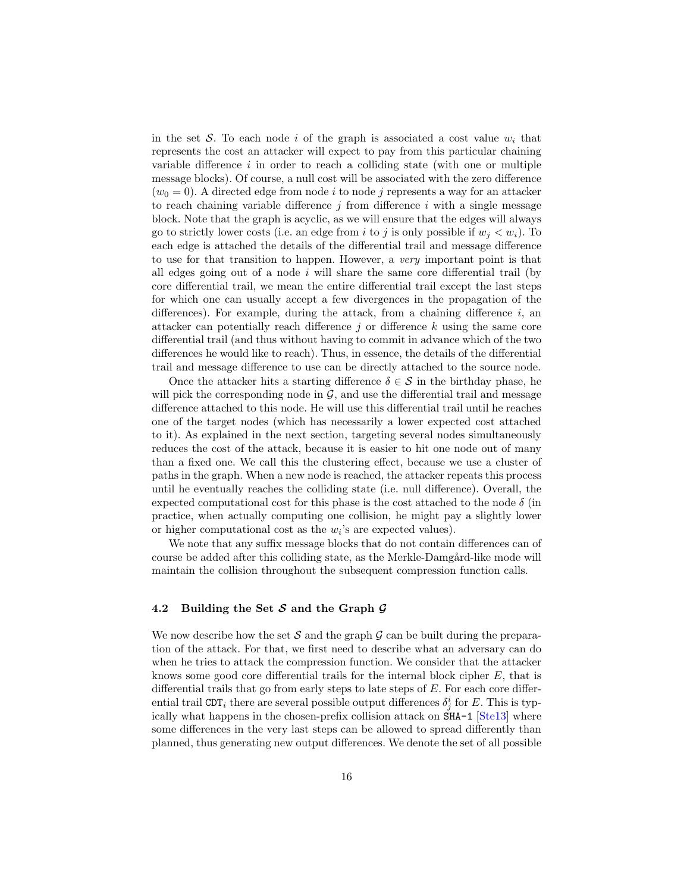in the set $\mathcal{S}$. To each node $i$ of the graph is associated a cost value $w_i$ that represents the cost an attacker will expect to pay from this particular chaining variable difference $i$ in order to reach a colliding state (with one or multiple message blocks). Of course, a null cost will be associated with the zero difference ($w_0 = 0$). A directed edge from node $i$ to node $j$ represents a way for an attacker to reach chaining variable difference $j$ from difference $i$ with a single message block. Note that the graph is acyclic, as we will ensure that the edges will always go to strictly lower costs (i.e. an edge from $i$ to $j$ is only possible if $w_j < w_i$). To each edge is attached the details of the differential trail and message difference to use for that transition to happen. However, a *very* important point is that all edges going out of a node $i$ will share the same core differential trail (by core differential trail, we mean the entire differential trail except the last steps for which one can usually accept a few divergences in the propagation of the differences). For example, during the attack, from a chaining difference $i$, an attacker can potentially reach difference $j$ or difference $k$ using the same core differential trail (and thus without having to commit in advance which of the two differences he would like to reach). Thus, in essence, the details of the differential trail and message difference to use can be directly attached to the source node.

Once the attacker hits a starting difference $\delta \in \mathcal{S}$ in the birthday phase, he will pick the corresponding node in $\mathcal{G}$, and use the differential trail and message difference attached to this node. He will use this differential trail until he reaches one of the target nodes (which has necessarily a lower expected cost attached to it). As explained in the next section, targeting several nodes simultaneously reduces the cost of the attack, because it is easier to hit one node out of many than a fixed one. We call this the clustering effect, because we use a cluster of paths in the graph. When a new node is reached, the attacker repeats this process until he eventually reaches the colliding state (i.e. null difference). Overall, the expected computational cost for this phase is the cost attached to the node $\delta$ (in practice, when actually computing one collision, he might pay a slightly lower or higher computational cost as the $w_i$'s are expected values).

We note that any suffix message blocks that do not contain differences can of course be added after this colliding state, as the Merkle-Damgård-like mode will maintain the collision throughout the subsequent compression function calls.

### 4.2 Building the Set $\mathcal{S}$ and the Graph $\mathcal{G}$

We now describe how the set $\mathcal{S}$ and the graph $\mathcal{G}$ can be built during the preparation of the attack. For that, we first need to describe what an adversary can do when he tries to attack the compression function. We consider that the attacker knows some good core differential trails for the internal block cipher $E$, that is differential trails that go from early steps to late steps of $E$. For each core differential trail $\texttt{CDT}_i$ there are several possible output differences $\delta^i_j$ for $E$. This is typically what happens in the chosen-prefix collision attack on `SHA-1` [Ste13] where some differences in the very last steps can be allowed to spread differently than planned, thus generating new output differences. We denote the set of all possible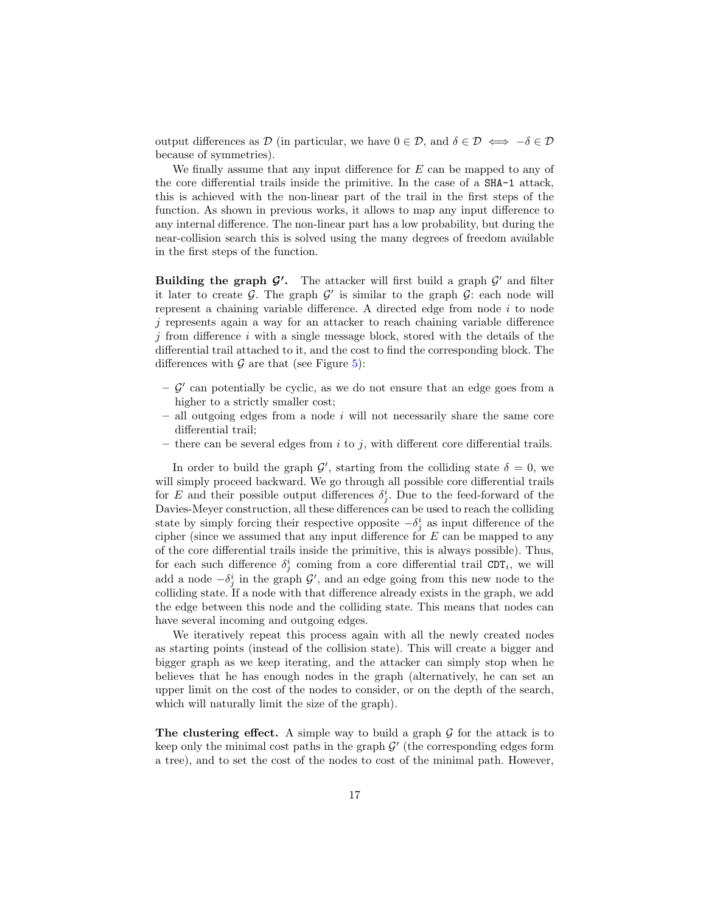output differences as $\mathcal{D}$ (in particular, we have $0 \in \mathcal{D}$, and $\delta \in \mathcal{D} \iff -\delta \in \mathcal{D}$ because of symmetries).

We finally assume that any input difference for $E$ can be mapped to any of the core differential trails inside the primitive. In the case of a `SHA-1` attack, this is achieved with the non-linear part of the trail in the first steps of the function. As shown in previous works, it allows to map any input difference to any internal difference. The non-linear part has a low probability, but during the near-collision search this is solved using the many degrees of freedom available in the first steps of the function.

**Building the graph $\mathcal{G}'$.** The attacker will first build a graph $\mathcal{G}'$ and filter it later to create $\mathcal{G}$. The graph $\mathcal{G}'$ is similar to the graph $\mathcal{G}$: each node will represent a chaining variable difference. A directed edge from node $i$ to node $j$ represents again a way for an attacker to reach chaining variable difference $j$ from difference $i$ with a single message block, stored with the details of the differential trail attached to it, and the cost to find the corresponding block. The differences with $\mathcal{G}$ are that (see Figure 5):

- $\mathcal{G}'$ can potentially be cyclic, as we do not ensure that an edge goes from a higher to a strictly smaller cost;
- all outgoing edges from a node $i$ will not necessarily share the same core differential trail;
- there can be several edges from $i$ to $j$, with different core differential trails.

In order to build the graph $\mathcal{G}'$, starting from the colliding state $\delta = 0$, we will simply proceed backward. We go through all possible core differential trails for $E$ and their possible output differences $\delta^i_j$. Due to the feed-forward of the Davies-Meyer construction, all these differences can be used to reach the colliding state by simply forcing their respective opposite $-\delta^i_j$ as input difference of the cipher (since we assumed that any input difference for $E$ can be mapped to any of the core differential trails inside the primitive, this is always possible). Thus, for each such difference $\delta^i_j$ coming from a core differential trail $\texttt{CDT}_i$, we will add a node $-\delta^i_j$ in the graph $\mathcal{G}'$, and an edge going from this new node to the colliding state. If a node with that difference already exists in the graph, we add the edge between this node and the colliding state. This means that nodes can have several incoming and outgoing edges.

We iteratively repeat this process again with all the newly created nodes as starting points (instead of the collision state). This will create a bigger and bigger graph as we keep iterating, and the attacker can simply stop when he believes that he has enough nodes in the graph (alternatively, he can set an upper limit on the cost of the nodes to consider, or on the depth of the search, which will naturally limit the size of the graph).

**The clustering effect.** A simple way to build a graph $\mathcal{G}$ for the attack is to keep only the minimal cost paths in the graph $\mathcal{G}'$ (the corresponding edges form a tree), and to set the cost of the nodes to cost of the minimal path. However,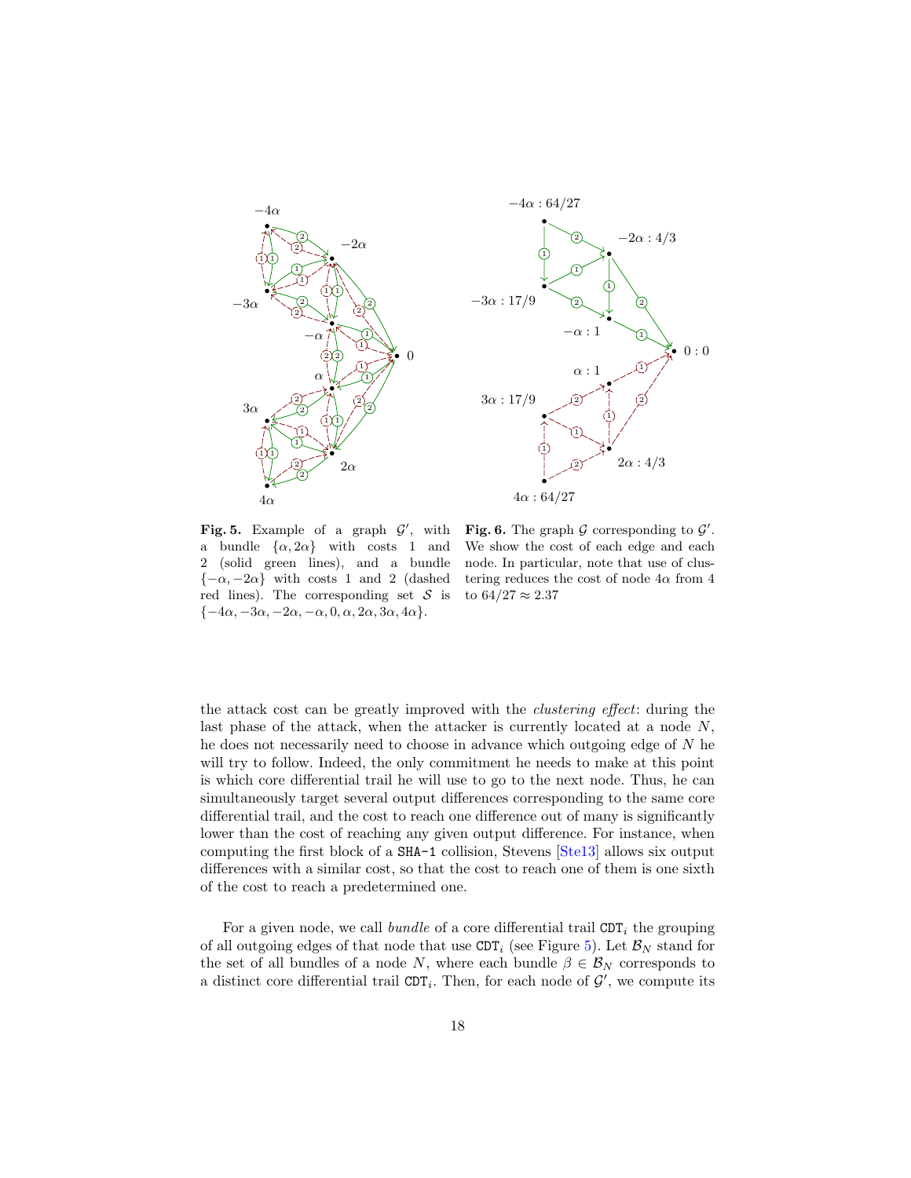**Fig. 5.** Example of a graph $\mathcal{G}'$, with a bundle $\{\alpha, 2\alpha\}$ with costs 1 and 2 (solid green lines), and a bundle $\{-\alpha, -2\alpha\}$ with costs 1 and 2 (dashed red lines). The corresponding set $\mathcal{S}$ is $\{-4\alpha, -3\alpha, -2\alpha, -\alpha, 0, \alpha, 2\alpha, 3\alpha, 4\alpha\}$.

**Fig. 6.** The graph $\mathcal{G}$ corresponding to $\mathcal{G}'$. We show the cost of each edge and each node. In particular, note that use of clustering reduces the cost of node $4\alpha$ from 4 to $64/27 \approx 2.37$

the attack cost can be greatly improved with the *clustering effect*: during the last phase of the attack, when the attacker is currently located at a node $N$, he does not necessarily need to choose in advance which outgoing edge of $N$ he will try to follow. Indeed, the only commitment he needs to make at this point is which core differential trail he will use to go to the next node. Thus, he can simultaneously target several output differences corresponding to the same core differential trail, and the cost to reach one difference out of many is significantly lower than the cost of reaching any given output difference. For instance, when computing the first block of a SHA-1 collision, Stevens [Ste13] allows six output differences with a similar cost, so that the cost to reach one of them is one sixth of the cost to reach a predetermined one.

For a given node, we call *bundle* of a core differential trail $\mathtt{CDT}_i$ the grouping of all outgoing edges of that node that use $\mathtt{CDT}_i$ (see Figure 5). Let $\mathcal{B}_N$ stand for the set of all bundles of a node $N$, where each bundle $\beta \in \mathcal{B}_N$ corresponds to a distinct core differential trail $\mathtt{CDT}_i$. Then, for each node of $\mathcal{G}'$, we compute its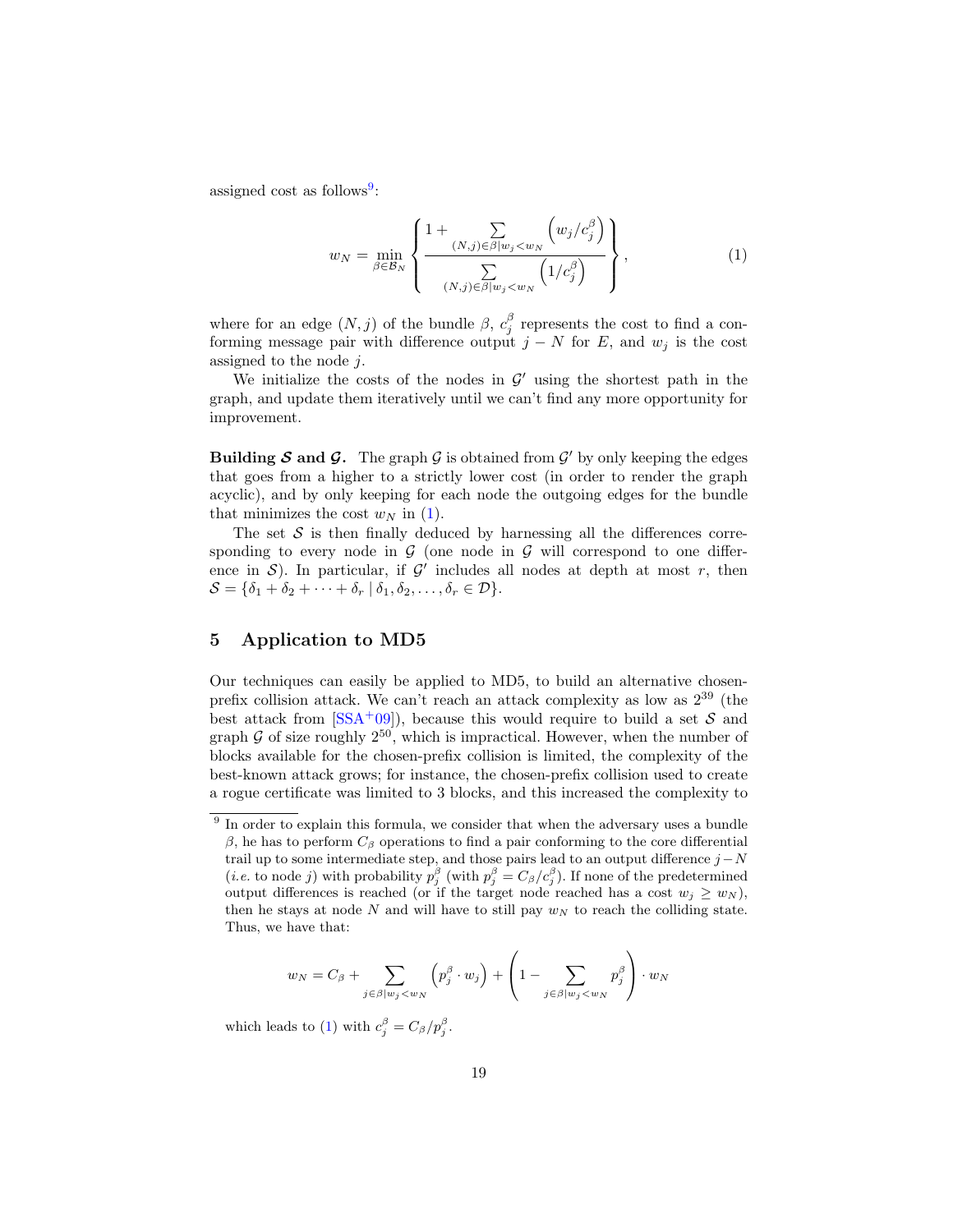assigned cost as follows[9]:

$$w_N = \min_{\beta \in \mathcal{B}_N} \left\{ \frac{1 + \sum_{(N,j)\in\beta | w_j < w_N} \left( w_j / c_j^\beta \right)}{\sum_{(N,j)\in\beta | w_j < w_N} \left( 1/c_j^\beta \right)} \right\}, \tag{1}$$

where for an edge $(N, j)$ of the bundle $\beta$, $c_j^\beta$ represents the cost to find a conforming message pair with difference output $j - N$ for $E$, and $w_j$ is the cost assigned to the node $j$.

We initialize the costs of the nodes in $\mathcal{G}'$ using the shortest path in the graph, and update them iteratively until we can't find any more opportunity for improvement.

**Building $\mathcal{S}$ and $\mathcal{G}$.** The graph $\mathcal{G}$ is obtained from $\mathcal{G}'$ by only keeping the edges that goes from a higher to a strictly lower cost (in order to render the graph acyclic), and by only keeping for each node the outgoing edges for the bundle that minimizes the cost $w_N$ in (1).

The set $\mathcal{S}$ is then finally deduced by harnessing all the differences corresponding to every node in $\mathcal{G}$ (one node in $\mathcal{G}$ will correspond to one difference in $\mathcal{S}$). In particular, if $\mathcal{G}'$ includes all nodes at depth at most $r$, then $\mathcal{S} = \{\delta_1 + \delta_2 + \cdots + \delta_r \mid \delta_1, \delta_2, \ldots, \delta_r \in \mathcal{D}\}$.

## 5 Application to MD5

Our techniques can easily be applied to MD5, to build an alternative chosen-prefix collision attack. We can't reach an attack complexity as low as $2^{39}$ (the best attack from [SSA+09]), because this would require to build a set $\mathcal{S}$ and graph $\mathcal{G}$ of size roughly $2^{50}$, which is impractical. However, when the number of blocks available for the chosen-prefix collision is limited, the complexity of the best-known attack grows; for instance, the chosen-prefix collision used to create a rogue certificate was limited to 3 blocks, and this increased the complexity to

---

[9] In order to explain this formula, we consider that when the adversary uses a bundle $\beta$, he has to perform $C_\beta$ operations to find a pair conforming to the core differential trail up to some intermediate step, and those pairs lead to an output difference $j - N$ (*i.e.* to node $j$) with probability $p_j^\beta$ (with $p_j^\beta = C_\beta / c_j^\beta$). If none of the predetermined output differences is reached (or if the target node reached has a cost $w_j \geq w_N$), then he stays at node $N$ and will have to still pay $w_N$ to reach the colliding state. Thus, we have that:

$$w_N = C_\beta + \sum_{j\in\beta | w_j < w_N} \left( p_j^\beta \cdot w_j \right) + \left( 1 - \sum_{j\in\beta | w_j < w_N} p_j^\beta \right) \cdot w_N$$

which leads to (1) with $c_j^\beta = C_\beta / p_j^\beta$.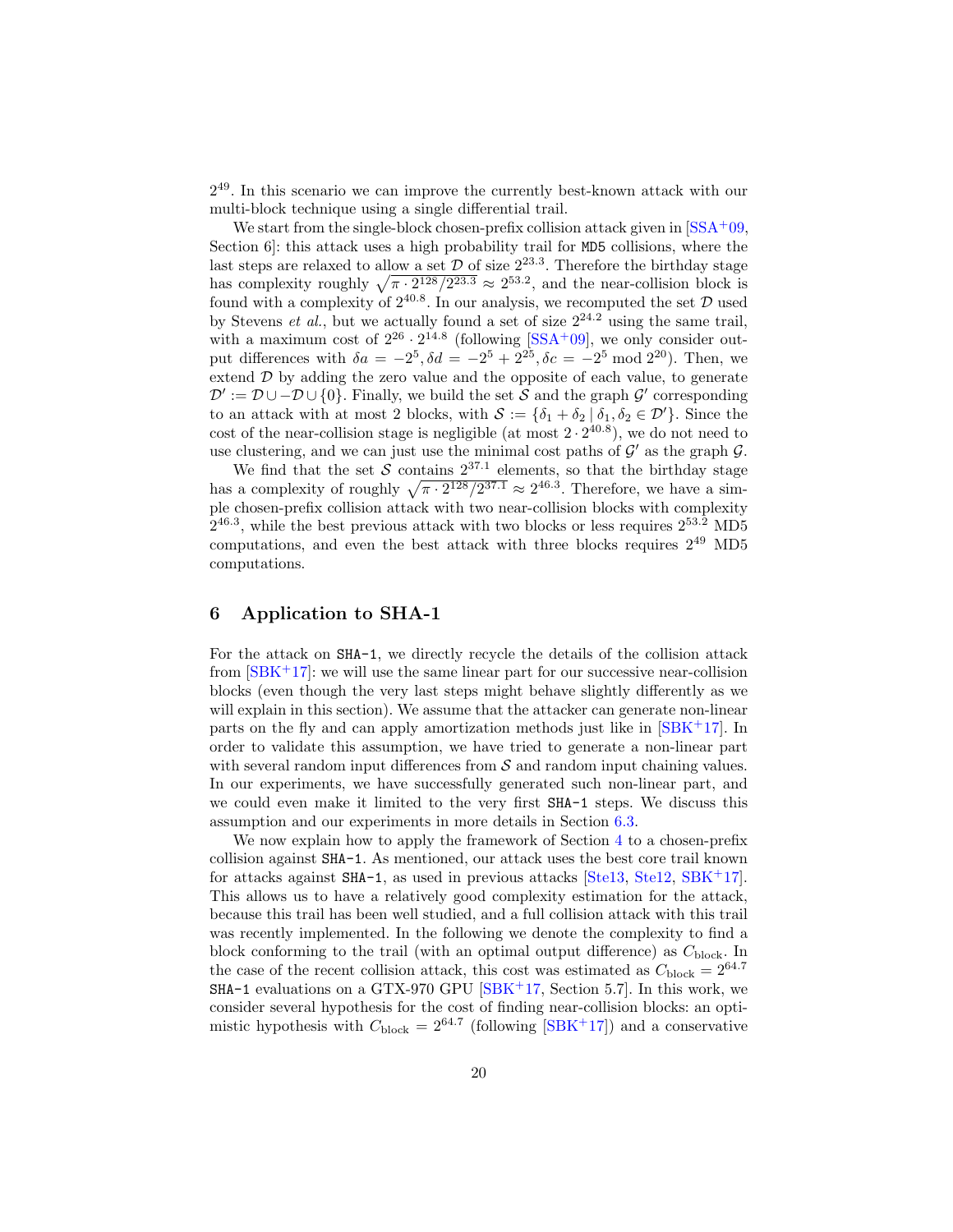$2^{49}$. In this scenario we can improve the currently best-known attack with our multi-block technique using a single differential trail.

We start from the single-block chosen-prefix collision attack given in [SSA+09, Section 6]: this attack uses a high probability trail for MD5 collisions, where the last steps are relaxed to allow a set $\mathcal{D}$ of size $2^{23.3}$. Therefore the birthday stage has complexity roughly $\sqrt{\pi \cdot 2^{128}/2^{23.3}} \approx 2^{53.2}$, and the near-collision block is found with a complexity of $2^{40.8}$. In our analysis, we recomputed the set $\mathcal{D}$ used by Stevens *et al.*, but we actually found a set of size $2^{24.2}$ using the same trail, with a maximum cost of $2^{26} \cdot 2^{14.8}$ (following [SSA+09], we only consider output differences with $\delta a = -2^5, \delta d = -2^5 + 2^{25}, \delta c = -2^5 \bmod 2^{20}$). Then, we extend $\mathcal{D}$ by adding the zero value and the opposite of each value, to generate $\mathcal{D}' := \mathcal{D} \cup -\mathcal{D} \cup \{0\}$. Finally, we build the set $\mathcal{S}$ and the graph $\mathcal{G}'$ corresponding to an attack with at most 2 blocks, with $\mathcal{S} := \{\delta_1 + \delta_2 \mid \delta_1, \delta_2 \in \mathcal{D}'\}$. Since the cost of the near-collision stage is negligible (at most $2 \cdot 2^{40.8}$), we do not need to use clustering, and we can just use the minimal cost paths of $\mathcal{G}'$ as the graph $\mathcal{G}$.

We find that the set $\mathcal{S}$ contains $2^{37.1}$ elements, so that the birthday stage has a complexity of roughly $\sqrt{\pi \cdot 2^{128}/2^{37.1}} \approx 2^{46.3}$. Therefore, we have a simple chosen-prefix collision attack with two near-collision blocks with complexity $2^{46.3}$, while the best previous attack with two blocks or less requires $2^{53.2}$ MD5 computations, and even the best attack with three blocks requires $2^{49}$ MD5 computations.

## 6 Application to SHA-1

For the attack on SHA-1, we directly recycle the details of the collision attack from [SBK+17]: we will use the same linear part for our successive near-collision blocks (even though the very last steps might behave slightly differently as we will explain in this section). We assume that the attacker can generate non-linear parts on the fly and can apply amortization methods just like in [SBK+17]. In order to validate this assumption, we have tried to generate a non-linear part with several random input differences from $\mathcal{S}$ and random input chaining values. In our experiments, we have successfully generated such non-linear part, and we could even make it limited to the very first SHA-1 steps. We discuss this assumption and our experiments in more details in Section 6.3.

We now explain how to apply the framework of Section 4 to a chosen-prefix collision against SHA-1. As mentioned, our attack uses the best core trail known for attacks against SHA-1, as used in previous attacks [Ste13, Ste12, SBK+17]. This allows us to have a relatively good complexity estimation for the attack, because this trail has been well studied, and a full collision attack with this trail was recently implemented. In the following we denote the complexity to find a block conforming to the trail (with an optimal output difference) as $C_{\text{block}}$. In the case of the recent collision attack, this cost was estimated as $C_{\text{block}} = 2^{64.7}$ SHA-1 evaluations on a GTX-970 GPU [SBK+17, Section 5.7]. In this work, we consider several hypothesis for the cost of finding near-collision blocks: an optimistic hypothesis with $C_{\text{block}} = 2^{64.7}$ (following [SBK+17]) and a conservative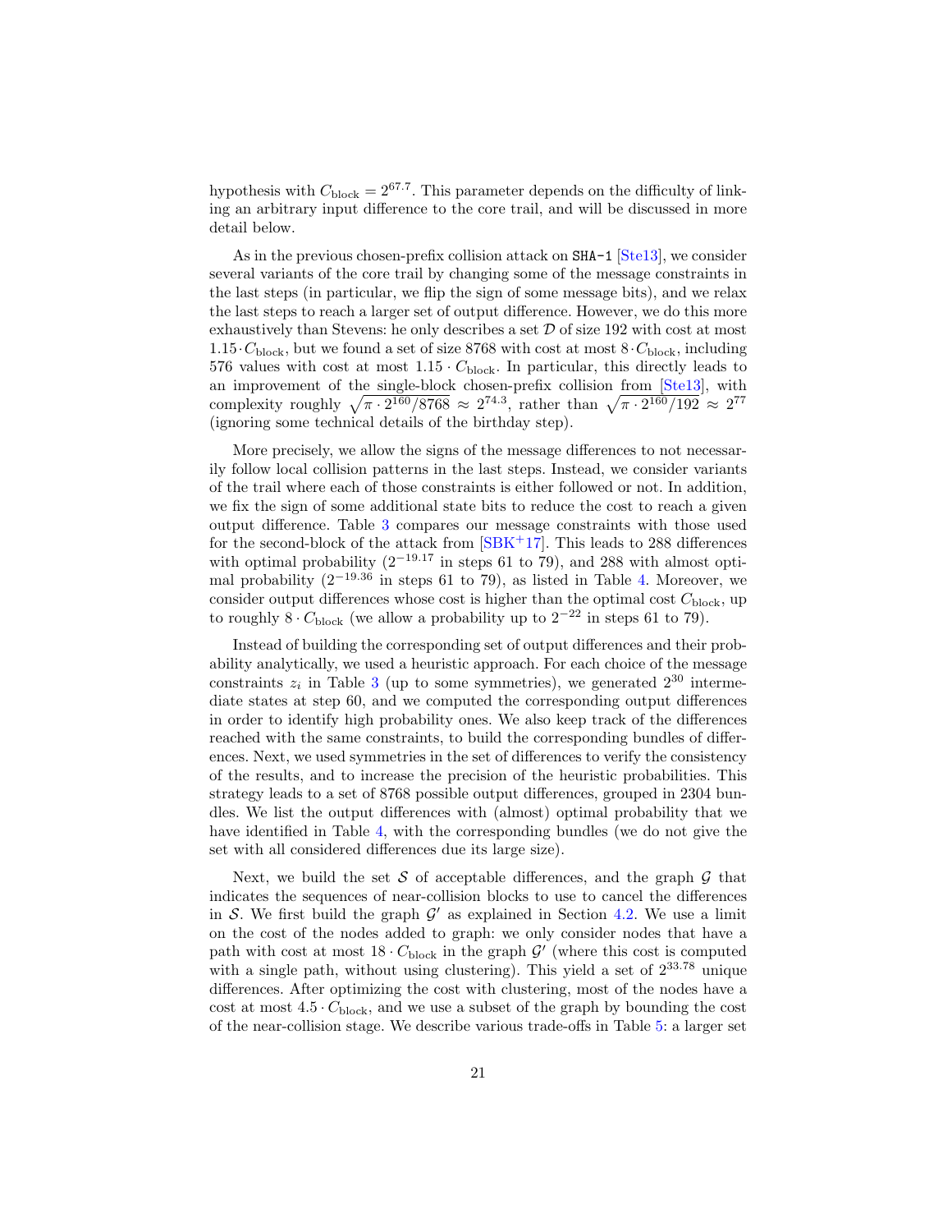hypothesis with $C_{\text{block}} = 2^{67.7}$. This parameter depends on the difficulty of linking an arbitrary input difference to the core trail, and will be discussed in more detail below.

As in the previous chosen-prefix collision attack on `SHA-1` [Ste13], we consider several variants of the core trail by changing some of the message constraints in the last steps (in particular, we flip the sign of some message bits), and we relax the last steps to reach a larger set of output difference. However, we do this more exhaustively than Stevens: he only describes a set $\mathcal{D}$ of size 192 with cost at most $1.15 \cdot C_{\text{block}}$, but we found a set of size 8768 with cost at most $8 \cdot C_{\text{block}}$, including 576 values with cost at most $1.15 \cdot C_{\text{block}}$. In particular, this directly leads to an improvement of the single-block chosen-prefix collision from [Ste13], with complexity roughly $\sqrt{\pi \cdot 2^{160}/8768} \approx 2^{74.3}$, rather than $\sqrt{\pi \cdot 2^{160}/192} \approx 2^{77}$ (ignoring some technical details of the birthday step).

More precisely, we allow the signs of the message differences to not necessarily follow local collision patterns in the last steps. Instead, we consider variants of the trail where each of those constraints is either followed or not. In addition, we fix the sign of some additional state bits to reduce the cost to reach a given output difference. Table 3 compares our message constraints with those used for the second-block of the attack from [SBK+17]. This leads to 288 differences with optimal probability ($2^{-19.17}$ in steps 61 to 79), and 288 with almost optimal probability ($2^{-19.36}$ in steps 61 to 79), as listed in Table 4. Moreover, we consider output differences whose cost is higher than the optimal cost $C_{\text{block}}$, up to roughly $8 \cdot C_{\text{block}}$ (we allow a probability up to $2^{-22}$ in steps 61 to 79).

Instead of building the corresponding set of output differences and their probability analytically, we used a heuristic approach. For each choice of the message constraints $z_i$ in Table 3 (up to some symmetries), we generated $2^{30}$ intermediate states at step 60, and we computed the corresponding output differences in order to identify high probability ones. We also keep track of the differences reached with the same constraints, to build the corresponding bundles of differences. Next, we used symmetries in the set of differences to verify the consistency of the results, and to increase the precision of the heuristic probabilities. This strategy leads to a set of 8768 possible output differences, grouped in 2304 bundles. We list the output differences with (almost) optimal probability that we have identified in Table 4, with the corresponding bundles (we do not give the set with all considered differences due its large size).

Next, we build the set $\mathcal{S}$ of acceptable differences, and the graph $\mathcal{G}$ that indicates the sequences of near-collision blocks to use to cancel the differences in $\mathcal{S}$. We first build the graph $\mathcal{G}'$ as explained in Section 4.2. We use a limit on the cost of the nodes added to graph: we only consider nodes that have a path with cost at most $18 \cdot C_{\text{block}}$ in the graph $\mathcal{G}'$ (where this cost is computed with a single path, without using clustering). This yield a set of $2^{33.78}$ unique differences. After optimizing the cost with clustering, most of the nodes have a cost at most $4.5 \cdot C_{\text{block}}$, and we use a subset of the graph by bounding the cost of the near-collision stage. We describe various trade-offs in Table 5: a larger set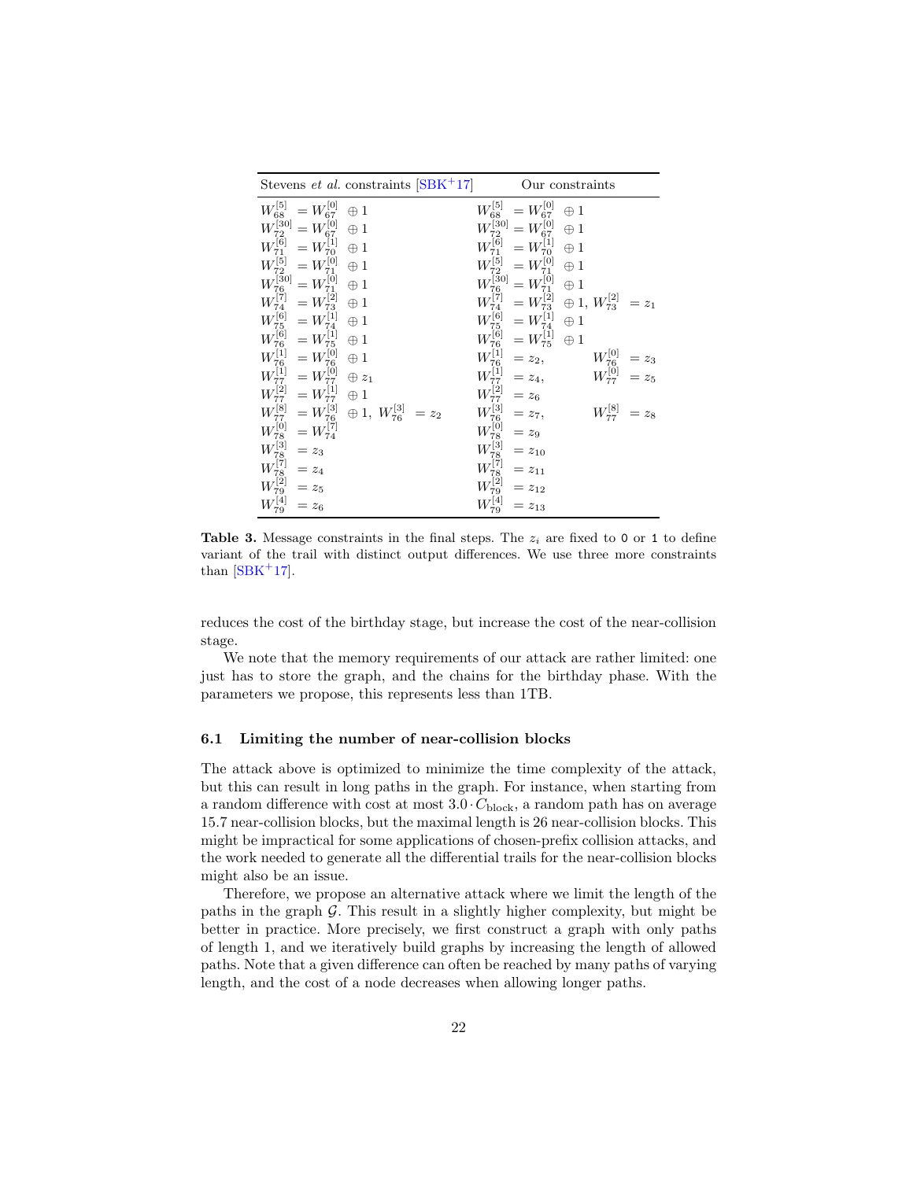| Stevens *et al.* constraints [SBK+17] | Our constraints | |
|---|---|---|
| $W_{68}^{[5]} = W_{67}^{[0]} \oplus 1$ | $W_{68}^{[5]} = W_{67}^{[0]} \oplus 1$ | |
| $W_{72}^{[30]} = W_{67}^{[0]} \oplus 1$ | $W_{72}^{[30]} = W_{67}^{[0]} \oplus 1$ | |
| $W_{71}^{[6]} = W_{70}^{[1]} \oplus 1$ | $W_{71}^{[6]} = W_{70}^{[1]} \oplus 1$ | |
| $W_{72}^{[5]} = W_{71}^{[0]} \oplus 1$ | $W_{72}^{[5]} = W_{71}^{[0]} \oplus 1$ | |
| $W_{76}^{[30]} = W_{71}^{[0]} \oplus 1$ | $W_{76}^{[30]} = W_{71}^{[0]} \oplus 1$ | |
| $W_{74}^{[7]} = W_{73}^{[2]} \oplus 1$ | $W_{74}^{[7]} = W_{73}^{[2]} \oplus 1,\ W_{73}^{[2]} = z_1$ | |
| $W_{75}^{[6]} = W_{74}^{[1]} \oplus 1$ | $W_{75}^{[6]} = W_{74}^{[1]} \oplus 1$ | |
| $W_{76}^{[6]} = W_{75}^{[1]} \oplus 1$ | $W_{76}^{[6]} = W_{75}^{[1]} \oplus 1$ | |
| $W_{76}^{[1]} = W_{76}^{[0]} \oplus 1$ | $W_{76}^{[1]} = z_2,$ | $W_{76}^{[0]} = z_3$ |
| $W_{77}^{[1]} = W_{77}^{[0]} \oplus z_1$ | $W_{77}^{[1]} = z_4,$ | $W_{77}^{[0]} = z_5$ |
| $W_{77}^{[2]} = W_{77}^{[1]} \oplus 1$ | $W_{77}^{[2]} = z_6$ | |
| $W_{77}^{[8]} = W_{76}^{[3]} \oplus 1,\ W_{76}^{[3]} = z_2$ | $W_{76}^{[3]} = z_7,$ | $W_{77}^{[8]} = z_8$ |
| $W_{78}^{[0]} = W_{74}^{[7]}$ | $W_{78}^{[0]} = z_9$ | |
| $W_{78}^{[3]} = z_3$ | $W_{78}^{[3]} = z_{10}$ | |
| $W_{78}^{[7]} = z_4$ | $W_{78}^{[7]} = z_{11}$ | |
| $W_{79}^{[2]} = z_5$ | $W_{79}^{[2]} = z_{12}$ | |
| $W_{79}^{[4]} = z_6$ | $W_{79}^{[4]} = z_{13}$ | |

**Table 3.** Message constraints in the final steps. The $z_i$ are fixed to 0 or 1 to define variant of the trail with distinct output differences. We use three more constraints than [SBK+17].

reduces the cost of the birthday stage, but increase the cost of the near-collision stage.

We note that the memory requirements of our attack are rather limited: one just has to store the graph, and the chains for the birthday phase. With the parameters we propose, this represents less than 1TB.

### 6.1 Limiting the number of near-collision blocks

The attack above is optimized to minimize the time complexity of the attack, but this can result in long paths in the graph. For instance, when starting from a random difference with cost at most $3.0 \cdot C_{\text{block}}$, a random path has on average 15.7 near-collision blocks, but the maximal length is 26 near-collision blocks. This might be impractical for some applications of chosen-prefix collision attacks, and the work needed to generate all the differential trails for the near-collision blocks might also be an issue.

Therefore, we propose an alternative attack where we limit the length of the paths in the graph $\mathcal{G}$. This result in a slightly higher complexity, but might be better in practice. More precisely, we first construct a graph with only paths of length 1, and we iteratively build graphs by increasing the length of allowed paths. Note that a given difference can often be reached by many paths of varying length, and the cost of a node decreases when allowing longer paths.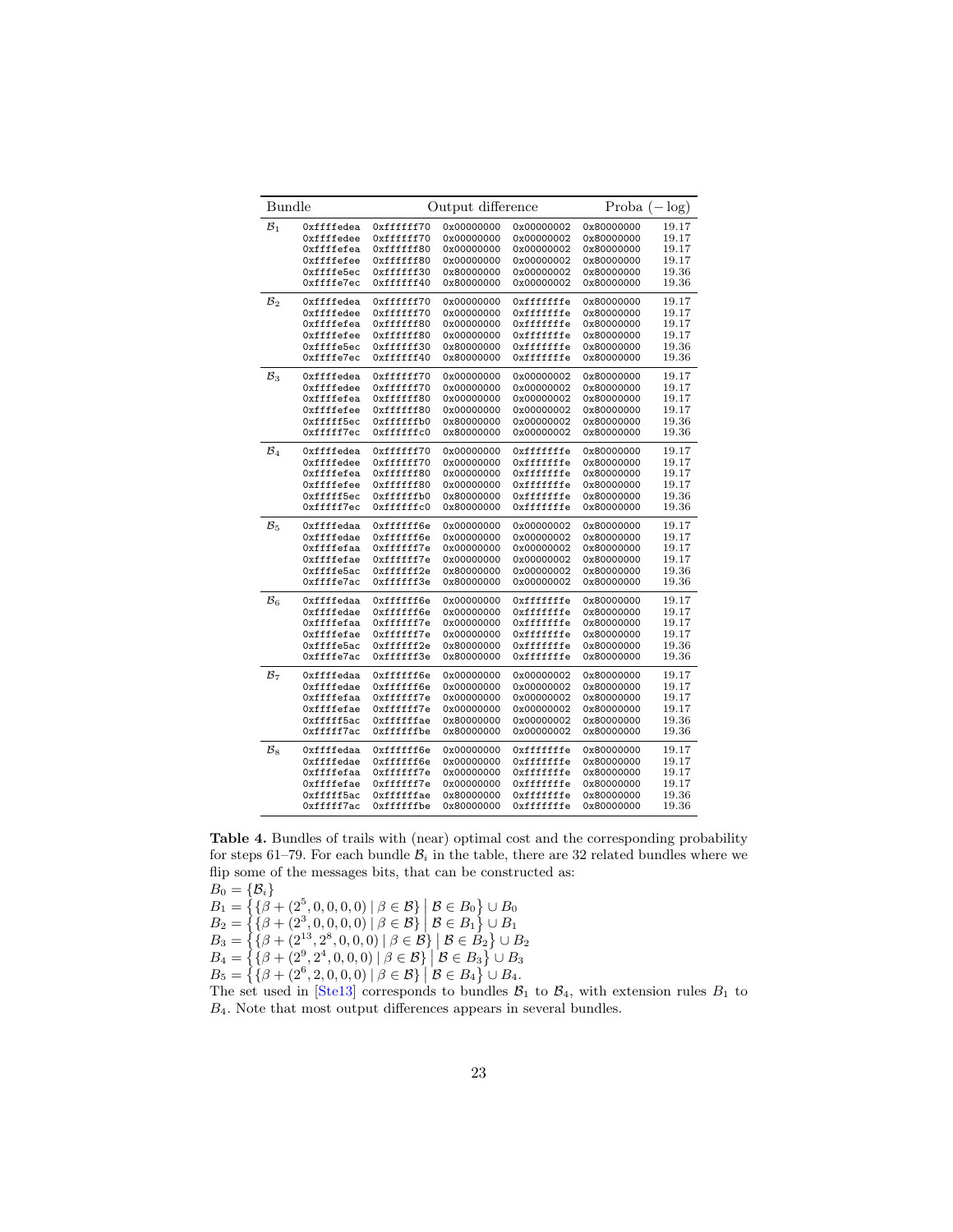| Bundle | Output difference | | | | | Proba (− log) |
|---|---|---|---|---|---|---|
| $\mathcal{B}_1$ | 0xffffedea | 0xffffff70 | 0x00000000 | 0x00000002 | 0x80000000 | 19.17 |
| | 0xffffedee | 0xffffff70 | 0x00000000 | 0x00000002 | 0x80000000 | 19.17 |
| | 0xffffefea | 0xffffff80 | 0x00000000 | 0x00000002 | 0x80000000 | 19.17 |
| | 0xffffefee | 0xffffff80 | 0x00000000 | 0x00000002 | 0x80000000 | 19.17 |
| | 0xffffe5ec | 0xffffff30 | 0x80000000 | 0x00000002 | 0x80000000 | 19.36 |
| | 0xffffe7ec | 0xffffff40 | 0x80000000 | 0x00000002 | 0x80000000 | 19.36 |
| $\mathcal{B}_2$ | 0xffffedea | 0xffffff70 | 0x00000000 | 0xfffffffe | 0x80000000 | 19.17 |
| | 0xffffedee | 0xffffff70 | 0x00000000 | 0xfffffffe | 0x80000000 | 19.17 |
| | 0xffffefea | 0xffffff80 | 0x00000000 | 0xfffffffe | 0x80000000 | 19.17 |
| | 0xffffefee | 0xffffff80 | 0x00000000 | 0xfffffffe | 0x80000000 | 19.17 |
| | 0xffffe5ec | 0xffffff30 | 0x80000000 | 0xfffffffe | 0x80000000 | 19.36 |
| | 0xffffe7ec | 0xffffff40 | 0x80000000 | 0xfffffffe | 0x80000000 | 19.36 |
| $\mathcal{B}_3$ | 0xffffedea | 0xffffff70 | 0x00000000 | 0x00000002 | 0x80000000 | 19.17 |
| | 0xffffedee | 0xffffff70 | 0x00000000 | 0x00000002 | 0x80000000 | 19.17 |
| | 0xffffefea | 0xffffff80 | 0x00000000 | 0x00000002 | 0x80000000 | 19.17 |
| | 0xffffefee | 0xffffff80 | 0x00000000 | 0x00000002 | 0x80000000 | 19.17 |
| | 0xfffff5ec | 0xffffffb0 | 0x80000000 | 0x00000002 | 0x80000000 | 19.36 |
| | 0xfffff7ec | 0xffffffc0 | 0x80000000 | 0x00000002 | 0x80000000 | 19.36 |
| $\mathcal{B}_4$ | 0xffffedea | 0xffffff70 | 0x00000000 | 0xfffffffe | 0x80000000 | 19.17 |
| | 0xffffedee | 0xffffff70 | 0x00000000 | 0xfffffffe | 0x80000000 | 19.17 |
| | 0xffffefea | 0xffffff80 | 0x00000000 | 0xfffffffe | 0x80000000 | 19.17 |
| | 0xffffefee | 0xffffff80 | 0x00000000 | 0xfffffffe | 0x80000000 | 19.17 |
| | 0xfffff5ec | 0xffffffb0 | 0x80000000 | 0xfffffffe | 0x80000000 | 19.36 |
| | 0xfffff7ec | 0xffffffc0 | 0x80000000 | 0xfffffffe | 0x80000000 | 19.36 |
| $\mathcal{B}_5$ | 0xffffedaa | 0xffffff6e | 0x00000000 | 0x00000002 | 0x80000000 | 19.17 |
| | 0xffffedae | 0xffffff6e | 0x00000000 | 0x00000002 | 0x80000000 | 19.17 |
| | 0xffffefaa | 0xffffff7e | 0x00000000 | 0x00000002 | 0x80000000 | 19.17 |
| | 0xffffefae | 0xffffff7e | 0x00000000 | 0x00000002 | 0x80000000 | 19.17 |
| | 0xffffe5ac | 0xffffff2e | 0x80000000 | 0x00000002 | 0x80000000 | 19.36 |
| | 0xffffe7ac | 0xffffff3e | 0x80000000 | 0x00000002 | 0x80000000 | 19.36 |
| $\mathcal{B}_6$ | 0xffffedaa | 0xffffff6e | 0x00000000 | 0xfffffffe | 0x80000000 | 19.17 |
| | 0xffffedae | 0xffffff6e | 0x00000000 | 0xfffffffe | 0x80000000 | 19.17 |
| | 0xffffefaa | 0xffffff7e | 0x00000000 | 0xfffffffe | 0x80000000 | 19.17 |
| | 0xffffefae | 0xffffff7e | 0x00000000 | 0xfffffffe | 0x80000000 | 19.17 |
| | 0xffffe5ac | 0xffffff2e | 0x80000000 | 0xfffffffe | 0x80000000 | 19.36 |
| | 0xffffe7ac | 0xffffff3e | 0x80000000 | 0xfffffffe | 0x80000000 | 19.36 |
| $\mathcal{B}_7$ | 0xffffedaa | 0xffffff6e | 0x00000000 | 0x00000002 | 0x80000000 | 19.17 |
| | 0xffffedae | 0xffffff6e | 0x00000000 | 0x00000002 | 0x80000000 | 19.17 |
| | 0xffffefaa | 0xffffff7e | 0x00000000 | 0x00000002 | 0x80000000 | 19.17 |
| | 0xffffefae | 0xffffff7e | 0x00000000 | 0x00000002 | 0x80000000 | 19.17 |
| | 0xfffff5ac | 0xffffffae | 0x80000000 | 0x00000002 | 0x80000000 | 19.36 |
| | 0xfffff7ac | 0xffffffbe | 0x80000000 | 0x00000002 | 0x80000000 | 19.36 |
| $\mathcal{B}_8$ | 0xffffedaa | 0xffffff6e | 0x00000000 | 0xfffffffe | 0x80000000 | 19.17 |
| | 0xffffedae | 0xffffff6e | 0x00000000 | 0xfffffffe | 0x80000000 | 19.17 |
| | 0xffffefaa | 0xffffff7e | 0x00000000 | 0xfffffffe | 0x80000000 | 19.17 |
| | 0xffffefae | 0xffffff7e | 0x00000000 | 0xfffffffe | 0x80000000 | 19.17 |
| | 0xfffff5ac | 0xffffffae | 0x80000000 | 0xfffffffe | 0x80000000 | 19.36 |
| | 0xfffff7ac | 0xffffffbe | 0x80000000 | 0xfffffffe | 0x80000000 | 19.36 |

**Table 4.** Bundles of trails with (near) optimal cost and the corresponding probability for steps 61–79. For each bundle $\mathcal{B}_i$ in the table, there are 32 related bundles where we flip some of the messages bits, that can be constructed as:

$B_0 = \{\mathcal{B}_i\}$

$B_1 = \left\{\{\beta + (2^5, 0, 0, 0, 0) \mid \beta \in \mathcal{B}\} \,\middle|\, \mathcal{B} \in B_0\right\} \cup B_0$

$B_2 = \left\{\{\beta + (2^3, 0, 0, 0, 0) \mid \beta \in \mathcal{B}\} \,\middle|\, \mathcal{B} \in B_1\right\} \cup B_1$

$B_3 = \left\{\{\beta + (2^{13}, 2^8, 0, 0, 0) \mid \beta \in \mathcal{B}\} \,\middle|\, \mathcal{B} \in B_2\right\} \cup B_2$

$B_4 = \left\{\{\beta + (2^9, 2^4, 0, 0, 0) \mid \beta \in \mathcal{B}\} \,\middle|\, \mathcal{B} \in B_3\right\} \cup B_3$

$B_5 = \left\{\{\beta + (2^6, 2, 0, 0, 0) \mid \beta \in \mathcal{B}\} \,\middle|\, \mathcal{B} \in B_4\right\} \cup B_4.$

The set used in [Ste13] corresponds to bundles $\mathcal{B}_1$ to $\mathcal{B}_4$, with extension rules $B_1$ to $B_4$. Note that most output differences appears in several bundles.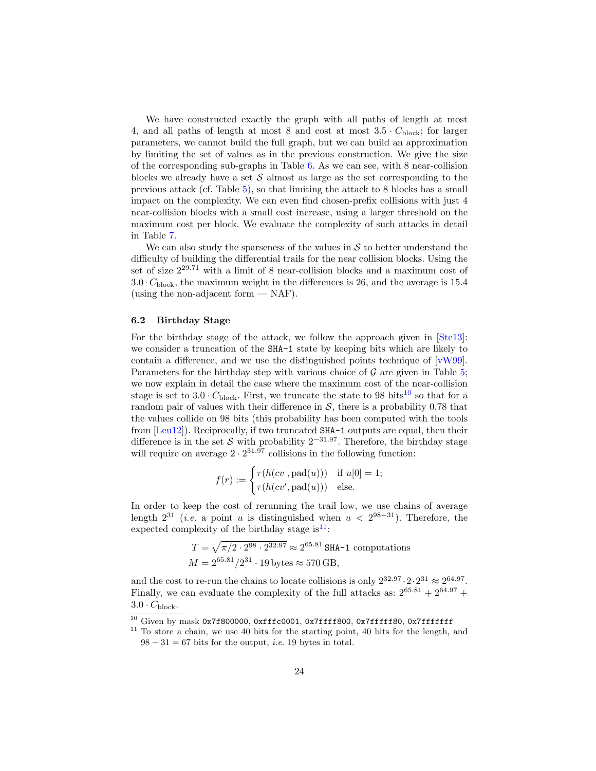We have constructed exactly the graph with all paths of length at most 4, and all paths of length at most 8 and cost at most $3.5 \cdot C_{\text{block}}$; for larger parameters, we cannot build the full graph, but we can build an approximation by limiting the set of values as in the previous construction. We give the size of the corresponding sub-graphs in Table 6. As we can see, with 8 near-collision blocks we already have a set $\mathcal{S}$ almost as large as the set corresponding to the previous attack (cf. Table 5), so that limiting the attack to 8 blocks has a small impact on the complexity. We can even find chosen-prefix collisions with just 4 near-collision blocks with a small cost increase, using a larger threshold on the maximum cost per block. We evaluate the complexity of such attacks in detail in Table 7.

We can also study the sparseness of the values in $\mathcal{S}$ to better understand the difficulty of building the differential trails for the near collision blocks. Using the set of size $2^{29.71}$ with a limit of 8 near-collision blocks and a maximum cost of $3.0 \cdot C_{\text{block}}$, the maximum weight in the differences is 26, and the average is 15.4 (using the non-adjacent form — NAF).

### 6.2 Birthday Stage

For the birthday stage of the attack, we follow the approach given in [Ste13]: we consider a truncation of the `SHA-1` state by keeping bits which are likely to contain a difference, and we use the distinguished points technique of [vW99]. Parameters for the birthday step with various choice of $\mathcal{G}$ are given in Table 5; we now explain in detail the case where the maximum cost of the near-collision stage is set to $3.0 \cdot C_{\text{block}}$. First, we truncate the state to 98 bits[10] so that for a random pair of values with their difference in $\mathcal{S}$, there is a probability 0.78 that the values collide on 98 bits (this probability has been computed with the tools from [Leu12]). Reciprocally, if two truncated `SHA-1` outputs are equal, then their difference is in the set $\mathcal{S}$ with probability $2^{-31.97}$. Therefore, the birthday stage will require on average $2 \cdot 2^{31.97}$ collisions in the following function:

$$f(r) := \begin{cases} \tau(h(cv\ , \text{pad}(u))) & \text{if } u[0] = 1; \\ \tau(h(cv', \text{pad}(u))) & \text{else.} \end{cases}$$

In order to keep the cost of rerunning the trail low, we use chains of average length $2^{31}$ (*i.e.* a point $u$ is distinguished when $u < 2^{98-31}$). Therefore, the expected complexity of the birthday stage is[11]:

$$T = \sqrt{\pi/2 \cdot 2^{98} \cdot 2^{32.97}} \approx 2^{65.81} \texttt{ SHA-1} \text{ computations}$$
$$M = 2^{65.81}/2^{31} \cdot 19\,\text{bytes} \approx 570\,\text{GB},$$

and the cost to re-run the chains to locate collisions is only $2^{32.97} \cdot 2 \cdot 2^{31} \approx 2^{64.97}$. Finally, we can evaluate the complexity of the full attacks as: $2^{65.81} + 2^{64.97} + 3.0 \cdot C_{\text{block}}$.

---

[10] Given by mask `0x7f800000`, `0xfffc0001`, `0x7ffff800`, `0x7fffff80`, `0x7fffffff`

[11] To store a chain, we use 40 bits for the starting point, 40 bits for the length, and $98 - 31 = 67$ bits for the output, *i.e.* 19 bytes in total.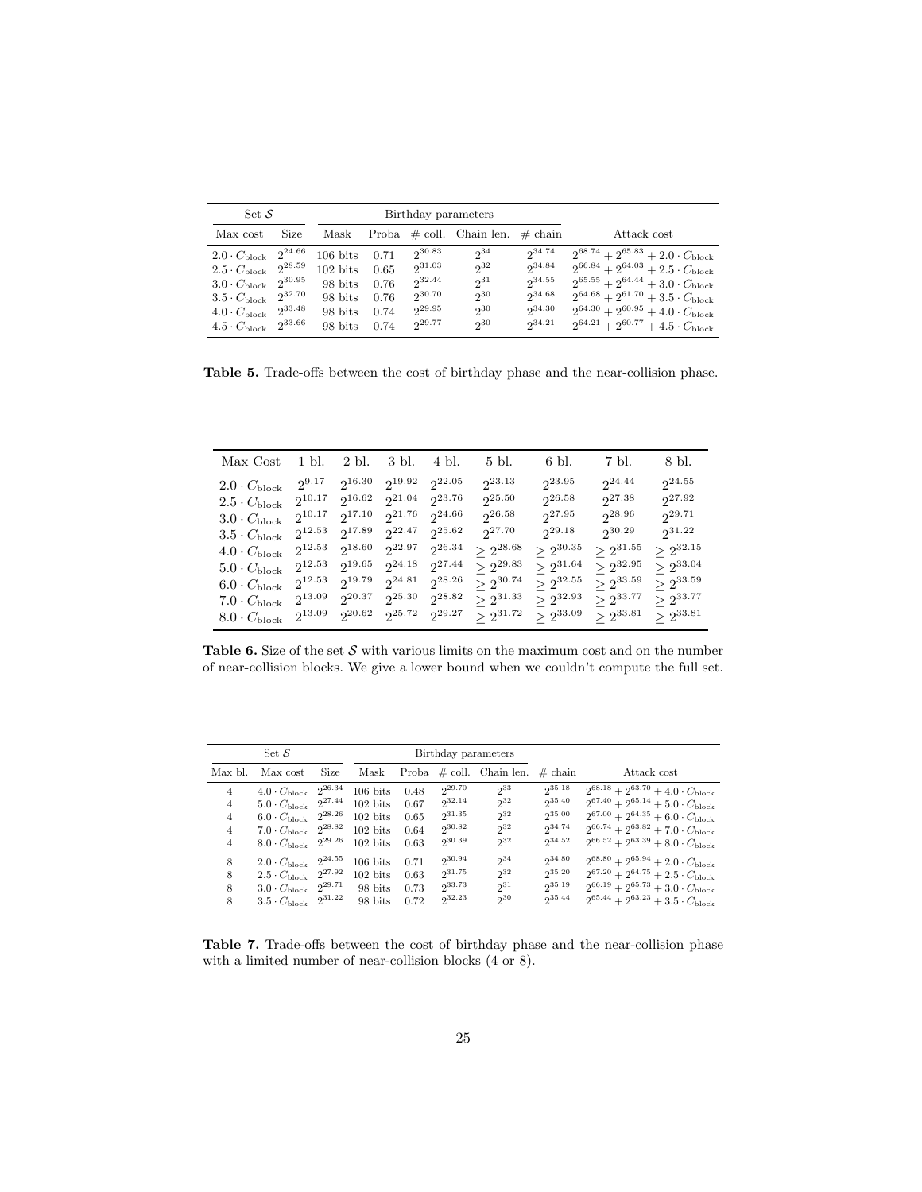| Set $\mathcal{S}$ | | Birthday parameters | | | | | |
|---|---|---|---|---|---|---|---|
| Max cost | Size | Mask | Proba | # coll. | Chain len. | # chain | Attack cost |
| $2.0 \cdot C_{\text{block}}$ | $2^{24.66}$ | 106 bits | 0.71 | $2^{30.83}$ | $2^{34}$ | $2^{34.74}$ | $2^{68.74} + 2^{65.83} + 2.0 \cdot C_{\text{block}}$ |
| $2.5 \cdot C_{\text{block}}$ | $2^{28.59}$ | 102 bits | 0.65 | $2^{31.03}$ | $2^{32}$ | $2^{34.84}$ | $2^{66.84} + 2^{64.03} + 2.5 \cdot C_{\text{block}}$ |
| $3.0 \cdot C_{\text{block}}$ | $2^{30.95}$ | 98 bits | 0.76 | $2^{32.44}$ | $2^{31}$ | $2^{34.55}$ | $2^{65.55} + 2^{64.44} + 3.0 \cdot C_{\text{block}}$ |
| $3.5 \cdot C_{\text{block}}$ | $2^{32.70}$ | 98 bits | 0.76 | $2^{30.70}$ | $2^{30}$ | $2^{34.68}$ | $2^{64.68} + 2^{61.70} + 3.5 \cdot C_{\text{block}}$ |
| $4.0 \cdot C_{\text{block}}$ | $2^{33.48}$ | 98 bits | 0.74 | $2^{29.95}$ | $2^{30}$ | $2^{34.30}$ | $2^{64.30} + 2^{60.95} + 4.0 \cdot C_{\text{block}}$ |
| $4.5 \cdot C_{\text{block}}$ | $2^{33.66}$ | 98 bits | 0.74 | $2^{29.77}$ | $2^{30}$ | $2^{34.21}$ | $2^{64.21} + 2^{60.77} + 4.5 \cdot C_{\text{block}}$ |

**Table 5.** Trade-offs between the cost of birthday phase and the near-collision phase.

| Max Cost | 1 bl. | 2 bl. | 3 bl. | 4 bl. | 5 bl. | 6 bl. | 7 bl. | 8 bl. |
|---|---|---|---|---|---|---|---|---|
| $2.0 \cdot C_{\text{block}}$ | $2^{9.17}$ | $2^{16.30}$ | $2^{19.92}$ | $2^{22.05}$ | $2^{23.13}$ | $2^{23.95}$ | $2^{24.44}$ | $2^{24.55}$ |
| $2.5 \cdot C_{\text{block}}$ | $2^{10.17}$ | $2^{16.62}$ | $2^{21.04}$ | $2^{23.76}$ | $2^{25.50}$ | $2^{26.58}$ | $2^{27.38}$ | $2^{27.92}$ |
| $3.0 \cdot C_{\text{block}}$ | $2^{10.17}$ | $2^{17.10}$ | $2^{21.76}$ | $2^{24.66}$ | $2^{26.58}$ | $2^{27.95}$ | $2^{28.96}$ | $2^{29.71}$ |
| $3.5 \cdot C_{\text{block}}$ | $2^{12.53}$ | $2^{17.89}$ | $2^{22.47}$ | $2^{25.62}$ | $2^{27.70}$ | $2^{29.18}$ | $2^{30.29}$ | $2^{31.22}$ |
| $4.0 \cdot C_{\text{block}}$ | $2^{12.53}$ | $2^{18.60}$ | $2^{22.97}$ | $2^{26.34}$ | $\geq 2^{28.68}$ | $\geq 2^{30.35}$ | $\geq 2^{31.55}$ | $\geq 2^{32.15}$ |
| $5.0 \cdot C_{\text{block}}$ | $2^{12.53}$ | $2^{19.65}$ | $2^{24.18}$ | $2^{27.44}$ | $\geq 2^{29.83}$ | $\geq 2^{31.64}$ | $\geq 2^{32.95}$ | $\geq 2^{33.04}$ |
| $6.0 \cdot C_{\text{block}}$ | $2^{12.53}$ | $2^{19.79}$ | $2^{24.81}$ | $2^{28.26}$ | $\geq 2^{30.74}$ | $\geq 2^{32.55}$ | $\geq 2^{33.59}$ | $\geq 2^{33.59}$ |
| $7.0 \cdot C_{\text{block}}$ | $2^{13.09}$ | $2^{20.37}$ | $2^{25.30}$ | $2^{28.82}$ | $\geq 2^{31.33}$ | $\geq 2^{32.93}$ | $\geq 2^{33.77}$ | $\geq 2^{33.77}$ |
| $8.0 \cdot C_{\text{block}}$ | $2^{13.09}$ | $2^{20.62}$ | $2^{25.72}$ | $2^{29.27}$ | $\geq 2^{31.72}$ | $\geq 2^{33.09}$ | $\geq 2^{33.81}$ | $\geq 2^{33.81}$ |

**Table 6.** Size of the set $\mathcal{S}$ with various limits on the maximum cost and on the number of near-collision blocks. We give a lower bound when we couldn't compute the full set.

| Set $\mathcal{S}$ | | | Birthday parameters | | | | | |
|---|---|---|---|---|---|---|---|---|
| Max bl. | Max cost | Size | Mask | Proba | # coll. | Chain len. | # chain | Attack cost |
| 4 | $4.0 \cdot C_{\text{block}}$ | $2^{26.34}$ | 106 bits | 0.48 | $2^{29.70}$ | $2^{33}$ | $2^{35.18}$ | $2^{68.18} + 2^{63.70} + 4.0 \cdot C_{\text{block}}$ |
| 4 | $5.0 \cdot C_{\text{block}}$ | $2^{27.44}$ | 102 bits | 0.67 | $2^{32.14}$ | $2^{32}$ | $2^{35.40}$ | $2^{67.40} + 2^{65.14} + 5.0 \cdot C_{\text{block}}$ |
| 4 | $6.0 \cdot C_{\text{block}}$ | $2^{28.26}$ | 102 bits | 0.65 | $2^{31.35}$ | $2^{32}$ | $2^{35.00}$ | $2^{67.00} + 2^{64.35} + 6.0 \cdot C_{\text{block}}$ |
| 4 | $7.0 \cdot C_{\text{block}}$ | $2^{28.82}$ | 102 bits | 0.64 | $2^{30.82}$ | $2^{32}$ | $2^{34.74}$ | $2^{66.74} + 2^{63.82} + 7.0 \cdot C_{\text{block}}$ |
| 4 | $8.0 \cdot C_{\text{block}}$ | $2^{29.26}$ | 102 bits | 0.63 | $2^{30.39}$ | $2^{32}$ | $2^{34.52}$ | $2^{66.52} + 2^{63.39} + 8.0 \cdot C_{\text{block}}$ |
| 8 | $2.0 \cdot C_{\text{block}}$ | $2^{24.55}$ | 106 bits | 0.71 | $2^{30.94}$ | $2^{34}$ | $2^{34.80}$ | $2^{68.80} + 2^{65.94} + 2.0 \cdot C_{\text{block}}$ |
| 8 | $2.5 \cdot C_{\text{block}}$ | $2^{27.92}$ | 102 bits | 0.63 | $2^{31.75}$ | $2^{32}$ | $2^{35.20}$ | $2^{67.20} + 2^{64.75} + 2.5 \cdot C_{\text{block}}$ |
| 8 | $3.0 \cdot C_{\text{block}}$ | $2^{29.71}$ | 98 bits | 0.73 | $2^{33.73}$ | $2^{31}$ | $2^{35.19}$ | $2^{66.19} + 2^{65.73} + 3.0 \cdot C_{\text{block}}$ |
| 8 | $3.5 \cdot C_{\text{block}}$ | $2^{31.22}$ | 98 bits | 0.72 | $2^{32.23}$ | $2^{30}$ | $2^{35.44}$ | $2^{65.44} + 2^{63.23} + 3.5 \cdot C_{\text{block}}$ |

**Table 7.** Trade-offs between the cost of birthday phase and the near-collision phase with a limited number of near-collision blocks (4 or 8).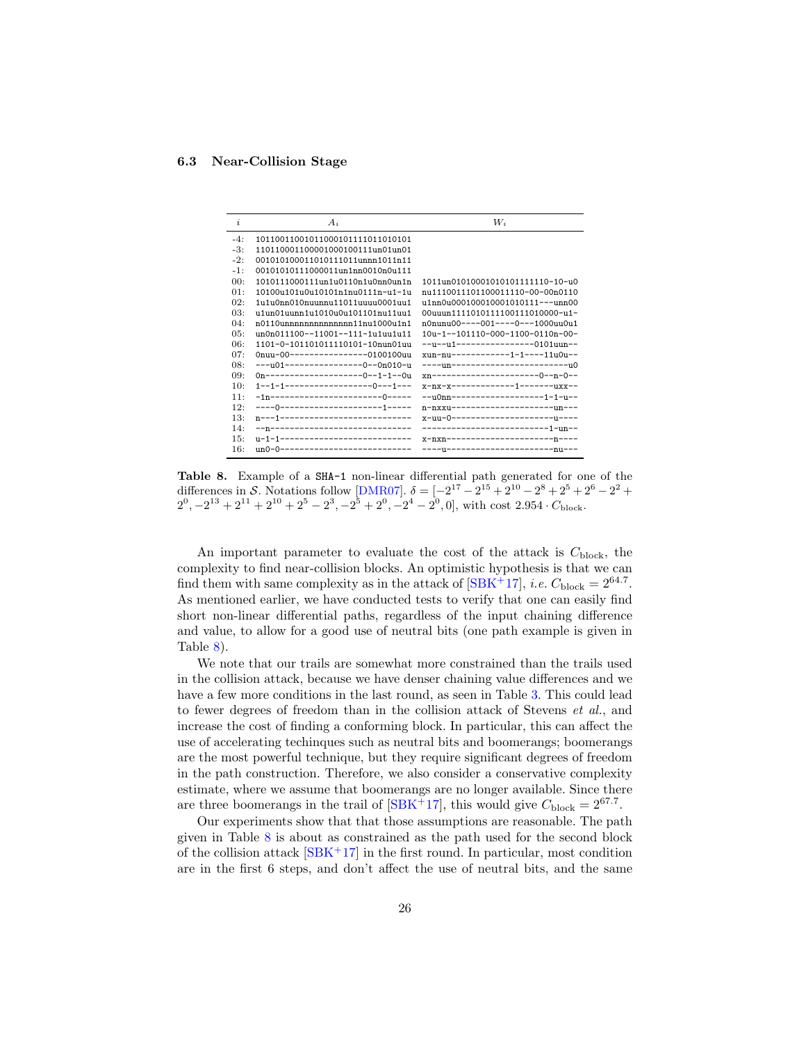### 6.3 Near-Collision Stage

| $i$ | $A_i$ | $W_i$ |
|---|---|---|
| -4: | 10110011001011000101111011010101 | |
| -3: | 110110001100001000100111un01un01 | |
| -2: | 00101010001101011101 1unnn1011n11 | |
| -1: | 00101010111000011un1nn0010n0u111 | |
| 00: | 1010111000111un1u0110n1u0nn0un1n | 1011un01010001010101111110-10-u0 |
| 01: | 10100u101u0u10101n1nu0111n-u1-1u | nu1110011101100011110-00-00n0110 |
| 02: | 1u1u0nn010nuunnu11011uuuu0001uu1 | u1nn0u000100010001010111---unn00 |
| 03: | u1un01uunn1u1010u0u101101nu11uu1 | 00uuun1111010111100111010000-u1- |
| 04: | n0110unnnnnnnnnnnnnn11nu1000u1n1 | n0nunu00----001----0---1000uu0u1 |
| 05: | un0n011100--11001--111-1u1uu1u11 | 10u-1--101110-000-1100-0110n-00- |
| 06: | 1101-0-101101011110101-10nun01uu | --u--u1----------------0101uun-- |
| 07: | 0nuu-00----------------0100100uu | xun-nu------------1-1----11u0u-- |
| 08: | ---u01----------------0--0n010-u | ----un-------------------------u0 |
| 09: | 0n--------------------0--1-1--0u | xn----------------------0--n-0-- |
| 10: | 1--1-1------------------0---1--- | x-nx-x-------------1-------uxx-- |
| 11: | -1n----------------------0------ | --u0nn--------------------1-1-u-- |
| 12: | ----0---------------------1----- | n-nxxu---------------------un--- |
| 13: | n---1--------------------------- | x-uu-0---------------------u---- |
| 14: | --n----------------------------- | -------------------------1-un-- |
| 15: | u-1-1--------------------------- | x-nxn----------------------n---- |
| 16: | un0-0--------------------------- | ----u----------------------nu--- |

**Table 8.** Example of a SHA-1 non-linear differential path generated for one of the differences in $\mathcal{S}$. Notations follow [DMR07]. $\delta = [-2^{17} - 2^{15} + 2^{10} - 2^{8} + 2^{5} + 2^{6} - 2^{2} + 2^{0}, -2^{13} + 2^{11} + 2^{10} + 2^{5} - 2^{3}, -2^{5} + 2^{0}, -2^{4} - 2^{0}, 0]$, with cost $2.954 \cdot C_{\text{block}}$.

An important parameter to evaluate the cost of the attack is $C_{\text{block}}$, the complexity to find near-collision blocks. An optimistic hypothesis is that we can find them with same complexity as in the attack of [SBK+17], *i.e.* $C_{\text{block}} = 2^{64.7}$. As mentioned earlier, we have conducted tests to verify that one can easily find short non-linear differential paths, regardless of the input chaining difference and value, to allow for a good use of neutral bits (one path example is given in Table 8).

We note that our trails are somewhat more constrained than the trails used in the collision attack, because we have denser chaining value differences and we have a few more conditions in the last round, as seen in Table 3. This could lead to fewer degrees of freedom than in the collision attack of Stevens *et al.*, and increase the cost of finding a conforming block. In particular, this can affect the use of accelerating techinques such as neutral bits and boomerangs; boomerangs are the most powerful technique, but they require significant degrees of freedom in the path construction. Therefore, we also consider a conservative complexity estimate, where we assume that boomerangs are no longer available. Since there are three boomerangs in the trail of [SBK+17], this would give $C_{\text{block}} = 2^{67.7}$.

Our experiments show that that those assumptions are reasonable. The path given in Table 8 is about as constrained as the path used for the second block of the collision attack [SBK+17] in the first round. In particular, most condition are in the first 6 steps, and don't affect the use of neutral bits, and the same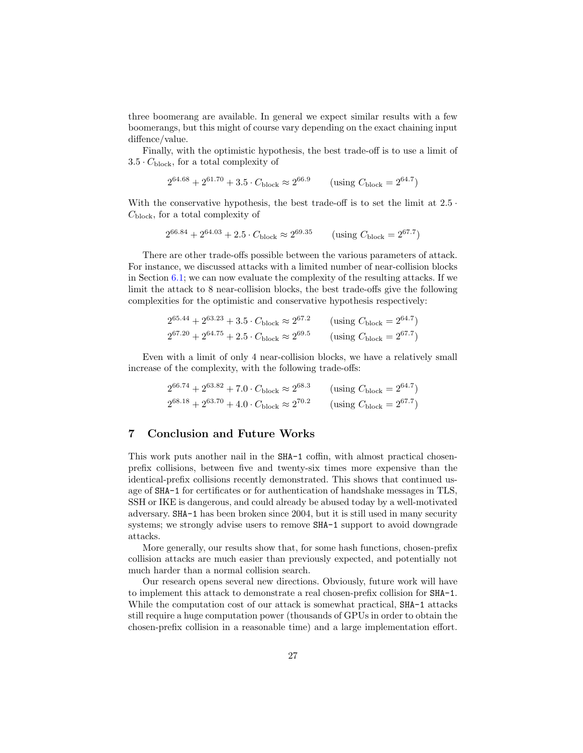three boomerang are available. In general we expect similar results with a few boomerangs, but this might of course vary depending on the exact chaining input diffence/value.

Finally, with the optimistic hypothesis, the best trade-off is to use a limit of $3.5 \cdot C_{\text{block}}$, for a total complexity of

$$2^{64.68} + 2^{61.70} + 3.5 \cdot C_{\text{block}} \approx 2^{66.9} \qquad (\text{using } C_{\text{block}} = 2^{64.7})$$

With the conservative hypothesis, the best trade-off is to set the limit at $2.5 \cdot C_{\text{block}}$, for a total complexity of

$$2^{66.84} + 2^{64.03} + 2.5 \cdot C_{\text{block}} \approx 2^{69.35} \qquad (\text{using } C_{\text{block}} = 2^{67.7})$$

There are other trade-offs possible between the various parameters of attack. For instance, we discussed attacks with a limited number of near-collision blocks in Section 6.1; we can now evaluate the complexity of the resulting attacks. If we limit the attack to 8 near-collision blocks, the best trade-offs give the following complexities for the optimistic and conservative hypothesis respectively:

$$2^{65.44} + 2^{63.23} + 3.5 \cdot C_{\text{block}} \approx 2^{67.2} \qquad (\text{using } C_{\text{block}} = 2^{64.7})$$
$$2^{67.20} + 2^{64.75} + 2.5 \cdot C_{\text{block}} \approx 2^{69.5} \qquad (\text{using } C_{\text{block}} = 2^{67.7})$$

Even with a limit of only 4 near-collision blocks, we have a relatively small increase of the complexity, with the following trade-offs:

$$2^{66.74} + 2^{63.82} + 7.0 \cdot C_{\text{block}} \approx 2^{68.3} \qquad (\text{using } C_{\text{block}} = 2^{64.7})$$
$$2^{68.18} + 2^{63.70} + 4.0 \cdot C_{\text{block}} \approx 2^{70.2} \qquad (\text{using } C_{\text{block}} = 2^{67.7})$$

## 7 Conclusion and Future Works

This work puts another nail in the SHA-1 coffin, with almost practical chosen-prefix collisions, between five and twenty-six times more expensive than the identical-prefix collisions recently demonstrated. This shows that continued usage of SHA-1 for certificates or for authentication of handshake messages in TLS, SSH or IKE is dangerous, and could already be abused today by a well-motivated adversary. SHA-1 has been broken since 2004, but it is still used in many security systems; we strongly advise users to remove SHA-1 support to avoid downgrade attacks.

More generally, our results show that, for some hash functions, chosen-prefix collision attacks are much easier than previously expected, and potentially not much harder than a normal collision search.

Our research opens several new directions. Obviously, future work will have to implement this attack to demonstrate a real chosen-prefix collision for SHA-1. While the computation cost of our attack is somewhat practical, SHA-1 attacks still require a huge computation power (thousands of GPUs in order to obtain the chosen-prefix collision in a reasonable time) and a large implementation effort.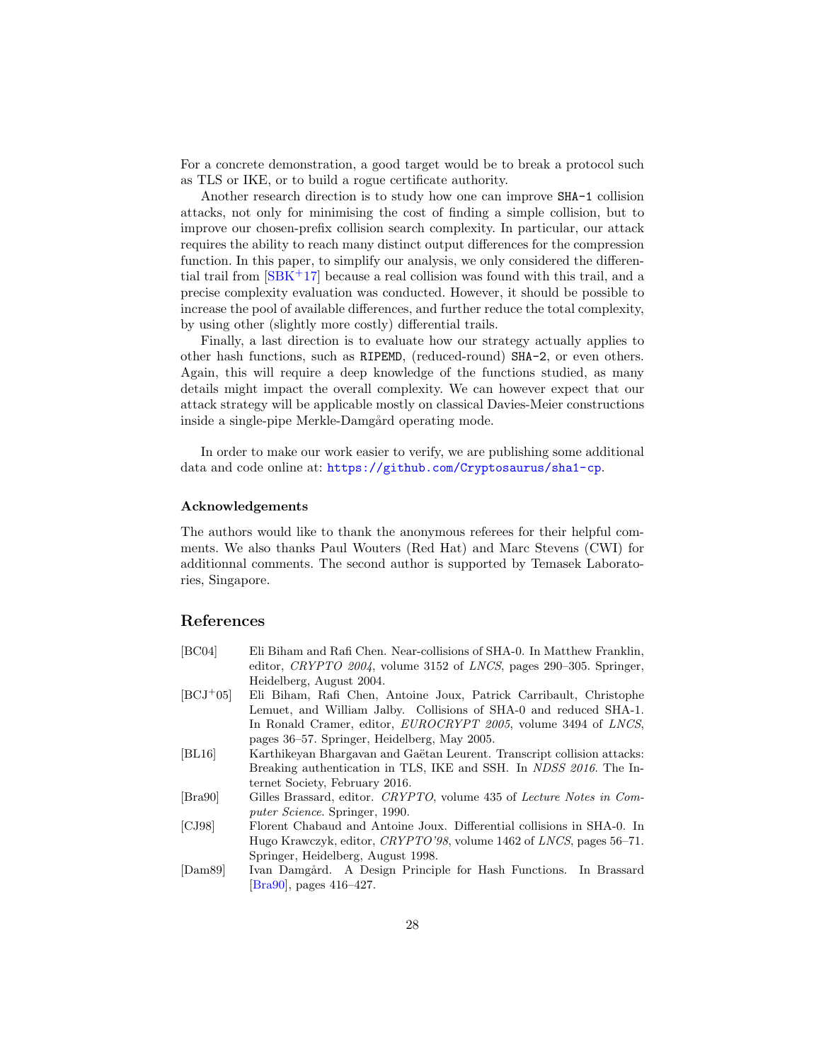For a concrete demonstration, a good target would be to break a protocol such as TLS or IKE, or to build a rogue certificate authority.

Another research direction is to study how one can improve `SHA-1` collision attacks, not only for minimising the cost of finding a simple collision, but to improve our chosen-prefix collision search complexity. In particular, our attack requires the ability to reach many distinct output differences for the compression function. In this paper, to simplify our analysis, we only considered the differential trail from [SBK+17] because a real collision was found with this trail, and a precise complexity evaluation was conducted. However, it should be possible to increase the pool of available differences, and further reduce the total complexity, by using other (slightly more costly) differential trails.

Finally, a last direction is to evaluate how our strategy actually applies to other hash functions, such as `RIPEMD`, (reduced-round) `SHA-2`, or even others. Again, this will require a deep knowledge of the functions studied, as many details might impact the overall complexity. We can however expect that our attack strategy will be applicable mostly on classical Davies-Meier constructions inside a single-pipe Merkle-Damgård operating mode.

In order to make our work easier to verify, we are publishing some additional data and code online at: https://github.com/Cryptosaurus/sha1-cp.

### Acknowledgements

The authors would like to thank the anonymous referees for their helpful comments. We also thanks Paul Wouters (Red Hat) and Marc Stevens (CWI) for additionnal comments. The second author is supported by Temasek Laboratories, Singapore.

## References

- [BC04] Eli Biham and Rafi Chen. Near-collisions of SHA-0. In Matthew Franklin, editor, *CRYPTO 2004*, volume 3152 of *LNCS*, pages 290–305. Springer, Heidelberg, August 2004.
- [BCJ+05] Eli Biham, Rafi Chen, Antoine Joux, Patrick Carribault, Christophe Lemuet, and William Jalby. Collisions of SHA-0 and reduced SHA-1. In Ronald Cramer, editor, *EUROCRYPT 2005*, volume 3494 of *LNCS*, pages 36–57. Springer, Heidelberg, May 2005.
- [BL16] Karthikeyan Bhargavan and Gaëtan Leurent. Transcript collision attacks: Breaking authentication in TLS, IKE and SSH. In *NDSS 2016*. The Internet Society, February 2016.
- [Bra90] Gilles Brassard, editor. *CRYPTO*, volume 435 of *Lecture Notes in Computer Science*. Springer, 1990.
- [CJ98] Florent Chabaud and Antoine Joux. Differential collisions in SHA-0. In Hugo Krawczyk, editor, *CRYPTO'98*, volume 1462 of *LNCS*, pages 56–71. Springer, Heidelberg, August 1998.
- [Dam89] Ivan Damgård. A Design Principle for Hash Functions. In Brassard [Bra90], pages 416–427.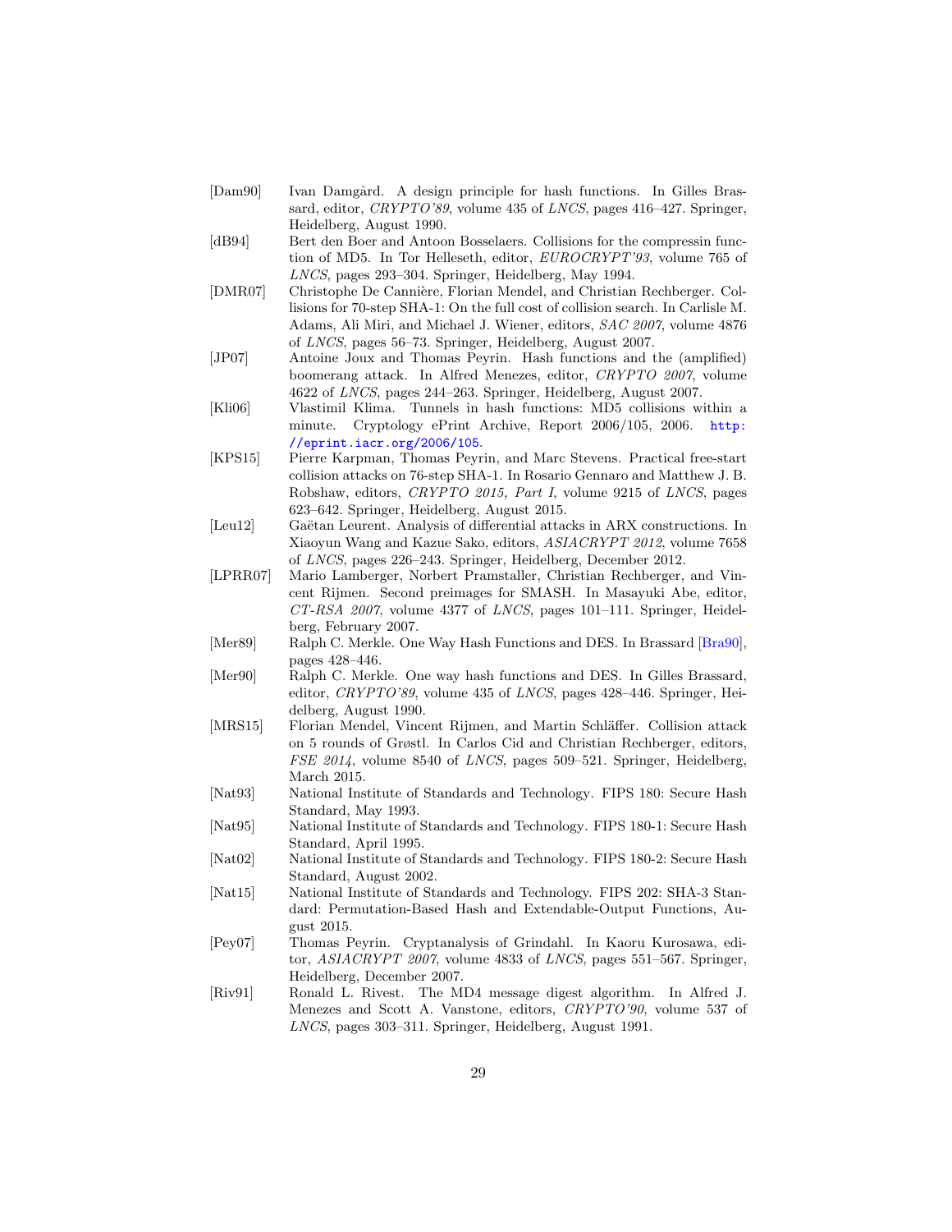[Dam90] Ivan Damgård. A design principle for hash functions. In Gilles Brassard, editor, *CRYPTO'89*, volume 435 of *LNCS*, pages 416–427. Springer, Heidelberg, August 1990.

[dB94] Bert den Boer and Antoon Bosselaers. Collisions for the compressin function of MD5. In Tor Helleseth, editor, *EUROCRYPT'93*, volume 765 of *LNCS*, pages 293–304. Springer, Heidelberg, May 1994.

[DMR07] Christophe De Cannière, Florian Mendel, and Christian Rechberger. Collisions for 70-step SHA-1: On the full cost of collision search. In Carlisle M. Adams, Ali Miri, and Michael J. Wiener, editors, *SAC 2007*, volume 4876 of *LNCS*, pages 56–73. Springer, Heidelberg, August 2007.

[JP07] Antoine Joux and Thomas Peyrin. Hash functions and the (amplified) boomerang attack. In Alfred Menezes, editor, *CRYPTO 2007*, volume 4622 of *LNCS*, pages 244–263. Springer, Heidelberg, August 2007.

[Kli06] Vlastimil Klima. Tunnels in hash functions: MD5 collisions within a minute. Cryptology ePrint Archive, Report 2006/105, 2006. http://eprint.iacr.org/2006/105.

[KPS15] Pierre Karpman, Thomas Peyrin, and Marc Stevens. Practical free-start collision attacks on 76-step SHA-1. In Rosario Gennaro and Matthew J. B. Robshaw, editors, *CRYPTO 2015, Part I*, volume 9215 of *LNCS*, pages 623–642. Springer, Heidelberg, August 2015.

[Leu12] Gaëtan Leurent. Analysis of differential attacks in ARX constructions. In Xiaoyun Wang and Kazue Sako, editors, *ASIACRYPT 2012*, volume 7658 of *LNCS*, pages 226–243. Springer, Heidelberg, December 2012.

[LPRR07] Mario Lamberger, Norbert Pramstaller, Christian Rechberger, and Vincent Rijmen. Second preimages for SMASH. In Masayuki Abe, editor, *CT-RSA 2007*, volume 4377 of *LNCS*, pages 101–111. Springer, Heidelberg, February 2007.

[Mer89] Ralph C. Merkle. One Way Hash Functions and DES. In Brassard [Bra90], pages 428–446.

[Mer90] Ralph C. Merkle. One way hash functions and DES. In Gilles Brassard, editor, *CRYPTO'89*, volume 435 of *LNCS*, pages 428–446. Springer, Heidelberg, August 1990.

[MRS15] Florian Mendel, Vincent Rijmen, and Martin Schläffer. Collision attack on 5 rounds of Grøstl. In Carlos Cid and Christian Rechberger, editors, *FSE 2014*, volume 8540 of *LNCS*, pages 509–521. Springer, Heidelberg, March 2015.

[Nat93] National Institute of Standards and Technology. FIPS 180: Secure Hash Standard, May 1993.

[Nat95] National Institute of Standards and Technology. FIPS 180-1: Secure Hash Standard, April 1995.

[Nat02] National Institute of Standards and Technology. FIPS 180-2: Secure Hash Standard, August 2002.

[Nat15] National Institute of Standards and Technology. FIPS 202: SHA-3 Standard: Permutation-Based Hash and Extendable-Output Functions, August 2015.

[Pey07] Thomas Peyrin. Cryptanalysis of Grindahl. In Kaoru Kurosawa, editor, *ASIACRYPT 2007*, volume 4833 of *LNCS*, pages 551–567. Springer, Heidelberg, December 2007.

[Riv91] Ronald L. Rivest. The MD4 message digest algorithm. In Alfred J. Menezes and Scott A. Vanstone, editors, *CRYPTO'90*, volume 537 of *LNCS*, pages 303–311. Springer, Heidelberg, August 1991.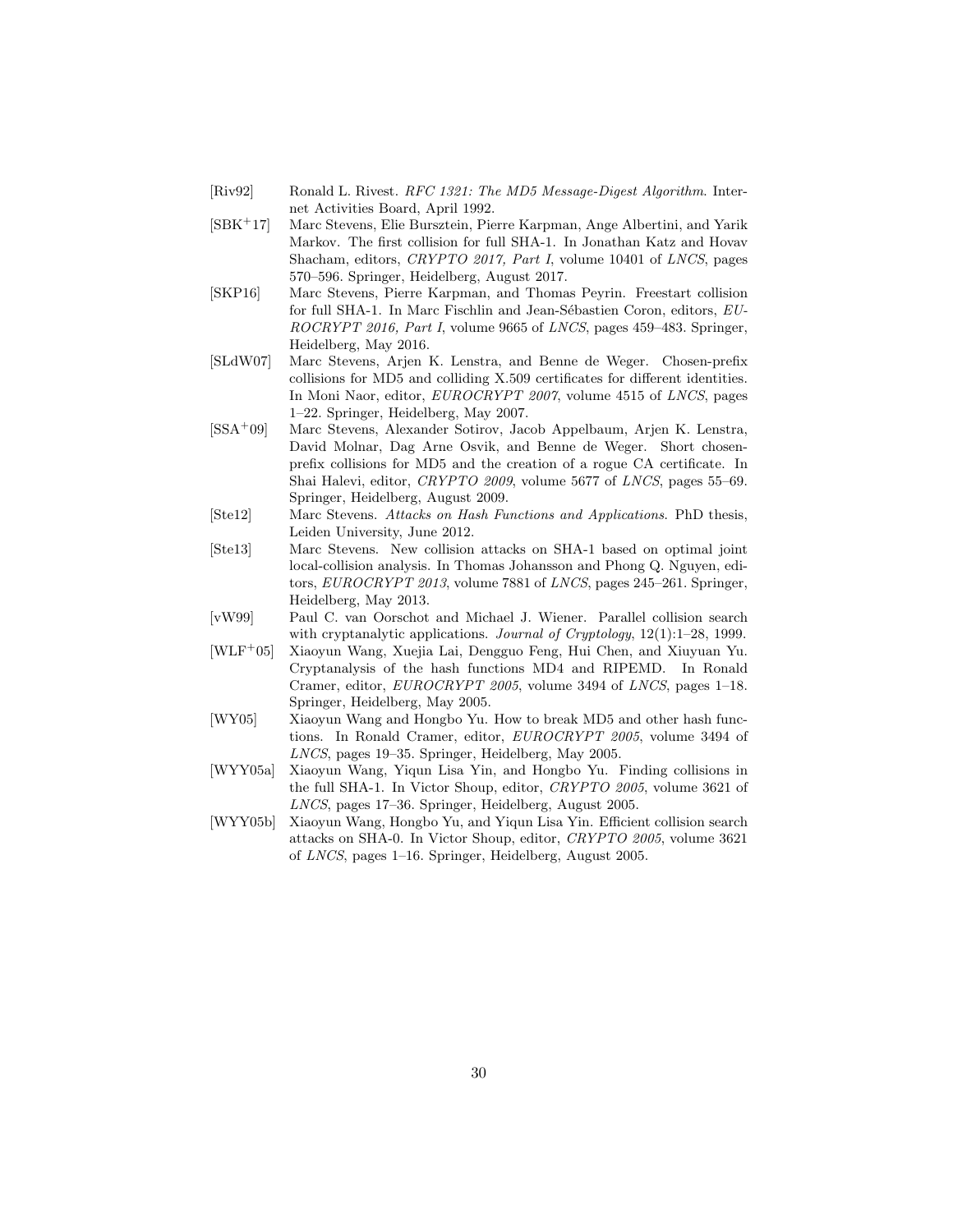[Riv92] Ronald L. Rivest. *RFC 1321: The MD5 Message-Digest Algorithm*. Internet Activities Board, April 1992.

[SBK+17] Marc Stevens, Elie Bursztein, Pierre Karpman, Ange Albertini, and Yarik Markov. The first collision for full SHA-1. In Jonathan Katz and Hovav Shacham, editors, *CRYPTO 2017, Part I*, volume 10401 of *LNCS*, pages 570–596. Springer, Heidelberg, August 2017.

[SKP16] Marc Stevens, Pierre Karpman, and Thomas Peyrin. Freestart collision for full SHA-1. In Marc Fischlin and Jean-Sébastien Coron, editors, *EUROCRYPT 2016, Part I*, volume 9665 of *LNCS*, pages 459–483. Springer, Heidelberg, May 2016.

[SLdW07] Marc Stevens, Arjen K. Lenstra, and Benne de Weger. Chosen-prefix collisions for MD5 and colliding X.509 certificates for different identities. In Moni Naor, editor, *EUROCRYPT 2007*, volume 4515 of *LNCS*, pages 1–22. Springer, Heidelberg, May 2007.

[SSA+09] Marc Stevens, Alexander Sotirov, Jacob Appelbaum, Arjen K. Lenstra, David Molnar, Dag Arne Osvik, and Benne de Weger. Short chosen-prefix collisions for MD5 and the creation of a rogue CA certificate. In Shai Halevi, editor, *CRYPTO 2009*, volume 5677 of *LNCS*, pages 55–69. Springer, Heidelberg, August 2009.

[Ste12] Marc Stevens. *Attacks on Hash Functions and Applications*. PhD thesis, Leiden University, June 2012.

[Ste13] Marc Stevens. New collision attacks on SHA-1 based on optimal joint local-collision analysis. In Thomas Johansson and Phong Q. Nguyen, editors, *EUROCRYPT 2013*, volume 7881 of *LNCS*, pages 245–261. Springer, Heidelberg, May 2013.

[vW99] Paul C. van Oorschot and Michael J. Wiener. Parallel collision search with cryptanalytic applications. *Journal of Cryptology*, 12(1):1–28, 1999.

[WLF+05] Xiaoyun Wang, Xuejia Lai, Dengguo Feng, Hui Chen, and Xiuyuan Yu. Cryptanalysis of the hash functions MD4 and RIPEMD. In Ronald Cramer, editor, *EUROCRYPT 2005*, volume 3494 of *LNCS*, pages 1–18. Springer, Heidelberg, May 2005.

[WY05] Xiaoyun Wang and Hongbo Yu. How to break MD5 and other hash functions. In Ronald Cramer, editor, *EUROCRYPT 2005*, volume 3494 of *LNCS*, pages 19–35. Springer, Heidelberg, May 2005.

[WYY05a] Xiaoyun Wang, Yiqun Lisa Yin, and Hongbo Yu. Finding collisions in the full SHA-1. In Victor Shoup, editor, *CRYPTO 2005*, volume 3621 of *LNCS*, pages 17–36. Springer, Heidelberg, August 2005.

[WYY05b] Xiaoyun Wang, Hongbo Yu, and Yiqun Lisa Yin. Efficient collision search attacks on SHA-0. In Victor Shoup, editor, *CRYPTO 2005*, volume 3621 of *LNCS*, pages 1–16. Springer, Heidelberg, August 2005.